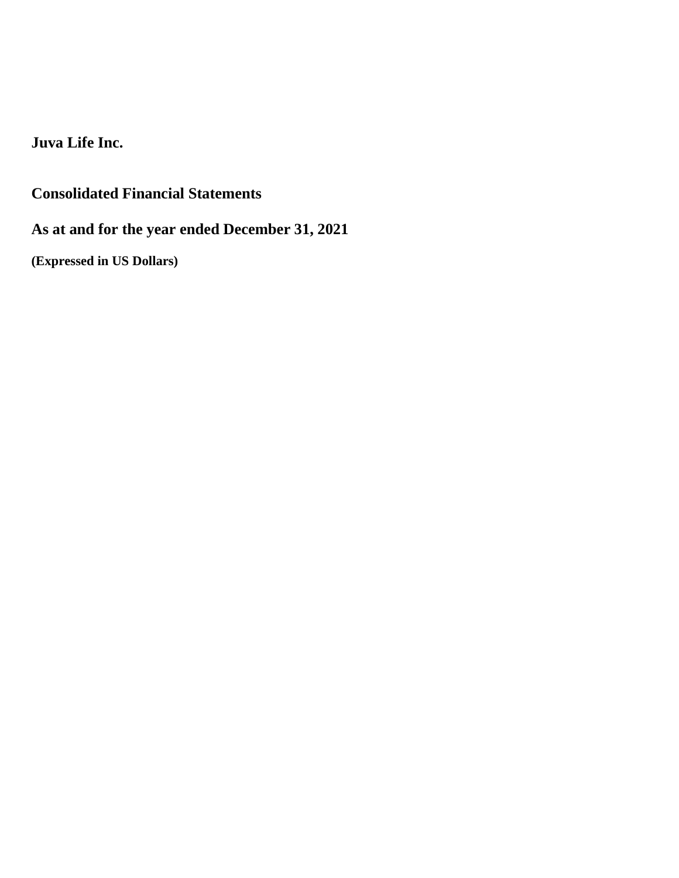# Juva Life Inc.

## Consolidated Financial Statements

## As at and for the year ended December 31, 2021

**(Expressed in US Dollars)**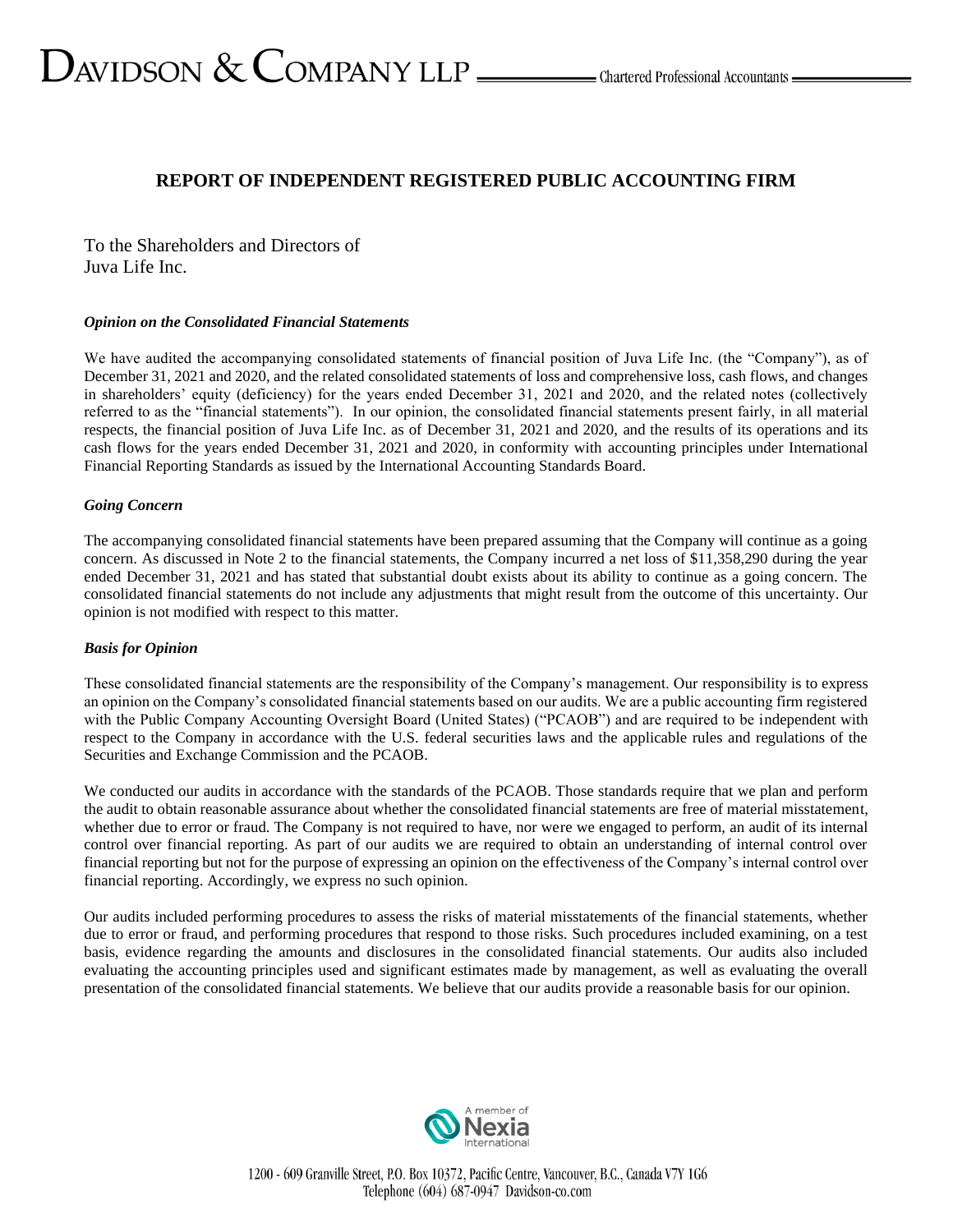# REPORT OF INDEPENDENT REGISTERED PUBLIC ACCOUNTING FIRM

To the Shareholders and Directors of
Juva Life Inc.

***Opinion on the Consolidated Financial Statements***

We have audited the accompanying consolidated statements of financial position of Juva Life Inc. (the "Company"), as of December 31, 2021 and 2020, and the related consolidated statements of loss and comprehensive loss, cash flows, and changes in shareholders' equity (deficiency) for the years ended December 31, 2021 and 2020, and the related notes (collectively referred to as the "financial statements"). In our opinion, the consolidated financial statements present fairly, in all material respects, the financial position of Juva Life Inc. as of December 31, 2021 and 2020, and the results of its operations and its cash flows for the years ended December 31, 2021 and 2020, in conformity with accounting principles under International Financial Reporting Standards as issued by the International Accounting Standards Board.

***Going Concern***

The accompanying consolidated financial statements have been prepared assuming that the Company will continue as a going concern. As discussed in Note 2 to the financial statements, the Company incurred a net loss of $11,358,290 during the year ended December 31, 2021 and has stated that substantial doubt exists about its ability to continue as a going concern. The consolidated financial statements do not include any adjustments that might result from the outcome of this uncertainty. Our opinion is not modified with respect to this matter.

***Basis for Opinion***

These consolidated financial statements are the responsibility of the Company's management. Our responsibility is to express an opinion on the Company's consolidated financial statements based on our audits. We are a public accounting firm registered with the Public Company Accounting Oversight Board (United States) ("PCAOB") and are required to be independent with respect to the Company in accordance with the U.S. federal securities laws and the applicable rules and regulations of the Securities and Exchange Commission and the PCAOB.

We conducted our audits in accordance with the standards of the PCAOB. Those standards require that we plan and perform the audit to obtain reasonable assurance about whether the consolidated financial statements are free of material misstatement, whether due to error or fraud. The Company is not required to have, nor were we engaged to perform, an audit of its internal control over financial reporting. As part of our audits we are required to obtain an understanding of internal control over financial reporting but not for the purpose of expressing an opinion on the effectiveness of the Company's internal control over financial reporting. Accordingly, we express no such opinion.

Our audits included performing procedures to assess the risks of material misstatements of the financial statements, whether due to error or fraud, and performing procedures that respond to those risks. Such procedures included examining, on a test basis, evidence regarding the amounts and disclosures in the consolidated financial statements. Our audits also included evaluating the accounting principles used and significant estimates made by management, as well as evaluating the overall presentation of the consolidated financial statements. We believe that our audits provide a reasonable basis for our opinion.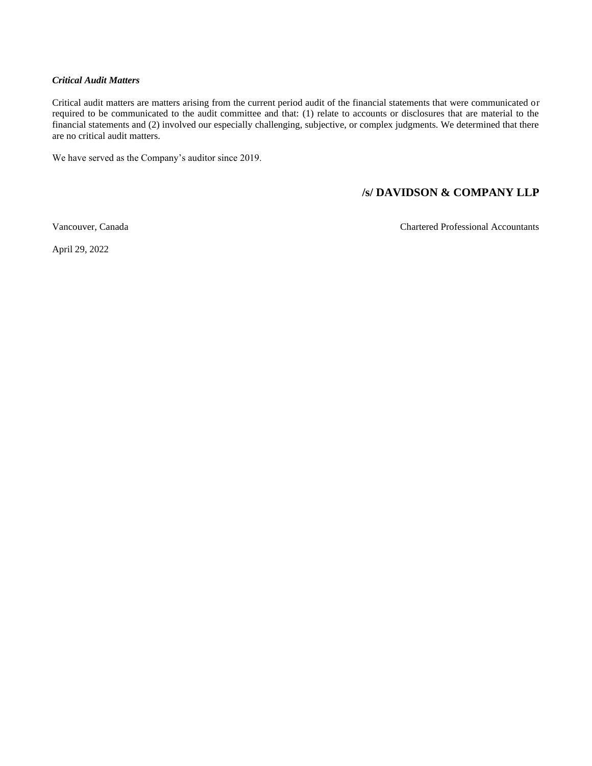***Critical Audit Matters***

Critical audit matters are matters arising from the current period audit of the financial statements that were communicated or required to be communicated to the audit committee and that: (1) relate to accounts or disclosures that are material to the financial statements and (2) involved our especially challenging, subjective, or complex judgments. We determined that there are no critical audit matters.

We have served as the Company's auditor since 2019.

**/s/ DAVIDSON & COMPANY LLP**

Vancouver, Canada

Chartered Professional Accountants

April 29, 2022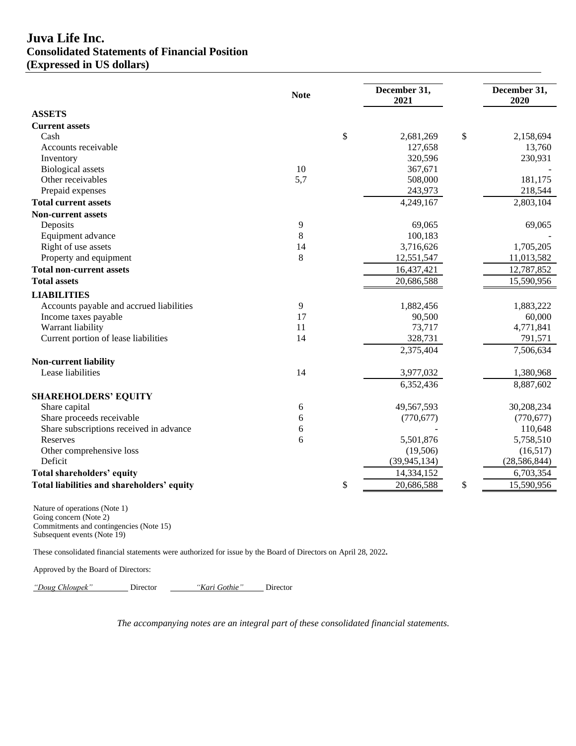# Juva Life Inc.
## Consolidated Statements of Financial Position
## (Expressed in US dollars)

| | Note | December 31, 2021 | December 31, 2020 |
|---|---|---|---|
| **ASSETS** | | | |
| **Current assets** | | | |
| Cash | | $ 2,681,269 | $ 2,158,694 |
| Accounts receivable | | 127,658 | 13,760 |
| Inventory | | 320,596 | 230,931 |
| Biological assets | 10 | 367,671 | - |
| Other receivables | 5,7 | 508,000 | 181,175 |
| Prepaid expenses | | 243,973 | 218,544 |
| **Total current assets** | | 4,249,167 | 2,803,104 |
| **Non-current assets** | | | |
| Deposits | 9 | 69,065 | 69,065 |
| Equipment advance | 8 | 100,183 | - |
| Right of use assets | 14 | 3,716,626 | 1,705,205 |
| Property and equipment | 8 | 12,551,547 | 11,013,582 |
| **Total non-current assets** | | 16,437,421 | 12,787,852 |
| **Total assets** | | 20,686,588 | 15,590,956 |
| **LIABILITIES** | | | |
| Accounts payable and accrued liabilities | 9 | 1,882,456 | 1,883,222 |
| Income taxes payable | 17 | 90,500 | 60,000 |
| Warrant liability | 11 | 73,717 | 4,771,841 |
| Current portion of lease liabilities | 14 | 328,731 | 791,571 |
| | | 2,375,404 | 7,506,634 |
| **Non-current liability** | | | |
| Lease liabilities | 14 | 3,977,032 | 1,380,968 |
| | | 6,352,436 | 8,887,602 |
| **SHAREHOLDERS' EQUITY** | | | |
| Share capital | 6 | 49,567,593 | 30,208,234 |
| Share proceeds receivable | 6 | (770,677) | (770,677) |
| Share subscriptions received in advance | 6 | - | 110,648 |
| Reserves | 6 | 5,501,876 | 5,758,510 |
| Other comprehensive loss | | (19,506) | (16,517) |
| Deficit | | (39,945,134) | (28,586,844) |
| **Total shareholders' equity** | | 14,334,152 | 6,703,354 |
| **Total liabilities and shareholders' equity** | | $ 20,686,588 | $ 15,590,956 |

Nature of operations (Note 1)
Going concern (Note 2)
Commitments and contingencies (Note 15)
Subsequent events (Note 19)

These consolidated financial statements were authorized for issue by the Board of Directors on April 28, 2022**.**

Approved by the Board of Directors:

*"Doug Chloupek"* Director *"Kari Gothie"* Director

*The accompanying notes are an integral part of these consolidated financial statements.*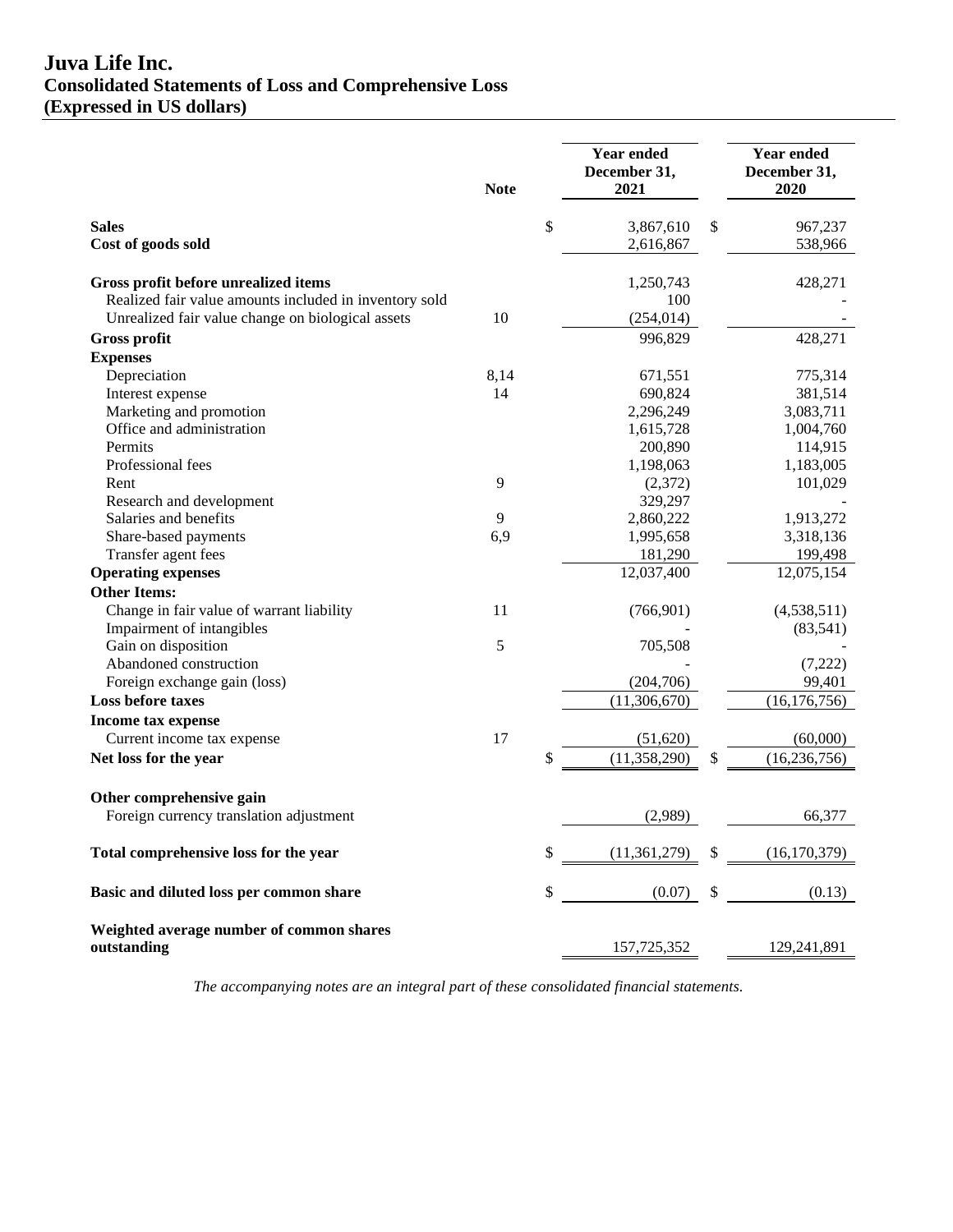# Juva Life Inc.
## Consolidated Statements of Loss and Comprehensive Loss
## (Expressed in US dollars)

| | Note | Year ended December 31, 2021 | Year ended December 31, 2020 |
|---|---|---|---|
| **Sales** | | $ 3,867,610 | $ 967,237 |
| **Cost of goods sold** | | 2,616,867 | 538,966 |
| **Gross profit before unrealized items** | | 1,250,743 | 428,271 |
| Realized fair value amounts included in inventory sold | | 100 | - |
| Unrealized fair value change on biological assets | 10 | (254,014) | - |
| **Gross profit** | | 996,829 | 428,271 |
| **Expenses** | | | |
| Depreciation | 8,14 | 671,551 | 775,314 |
| Interest expense | 14 | 690,824 | 381,514 |
| Marketing and promotion | | 2,296,249 | 3,083,711 |
| Office and administration | | 1,615,728 | 1,004,760 |
| Permits | | 200,890 | 114,915 |
| Professional fees | | 1,198,063 | 1,183,005 |
| Rent | 9 | (2,372) | 101,029 |
| Research and development | | 329,297 | - |
| Salaries and benefits | 9 | 2,860,222 | 1,913,272 |
| Share-based payments | 6,9 | 1,995,658 | 3,318,136 |
| Transfer agent fees | | 181,290 | 199,498 |
| **Operating expenses** | | 12,037,400 | 12,075,154 |
| **Other Items:** | | | |
| Change in fair value of warrant liability | 11 | (766,901) | (4,538,511) |
| Impairment of intangibles | | - | (83,541) |
| Gain on disposition | 5 | 705,508 | - |
| Abandoned construction | | - | (7,222) |
| Foreign exchange gain (loss) | | (204,706) | 99,401 |
| **Loss before taxes** | | (11,306,670) | (16,176,756) |
| **Income tax expense** | | | |
| Current income tax expense | 17 | (51,620) | (60,000) |
| **Net loss for the year** | | $ (11,358,290) | $ (16,236,756) |
| **Other comprehensive gain** | | | |
| Foreign currency translation adjustment | | (2,989) | 66,377 |
| **Total comprehensive loss for the year** | | $ (11,361,279) | $ (16,170,379) |
| **Basic and diluted loss per common share** | | $ (0.07) | $ (0.13) |
| **Weighted average number of common shares outstanding** | | 157,725,352 | 129,241,891 |

*The accompanying notes are an integral part of these consolidated financial statements.*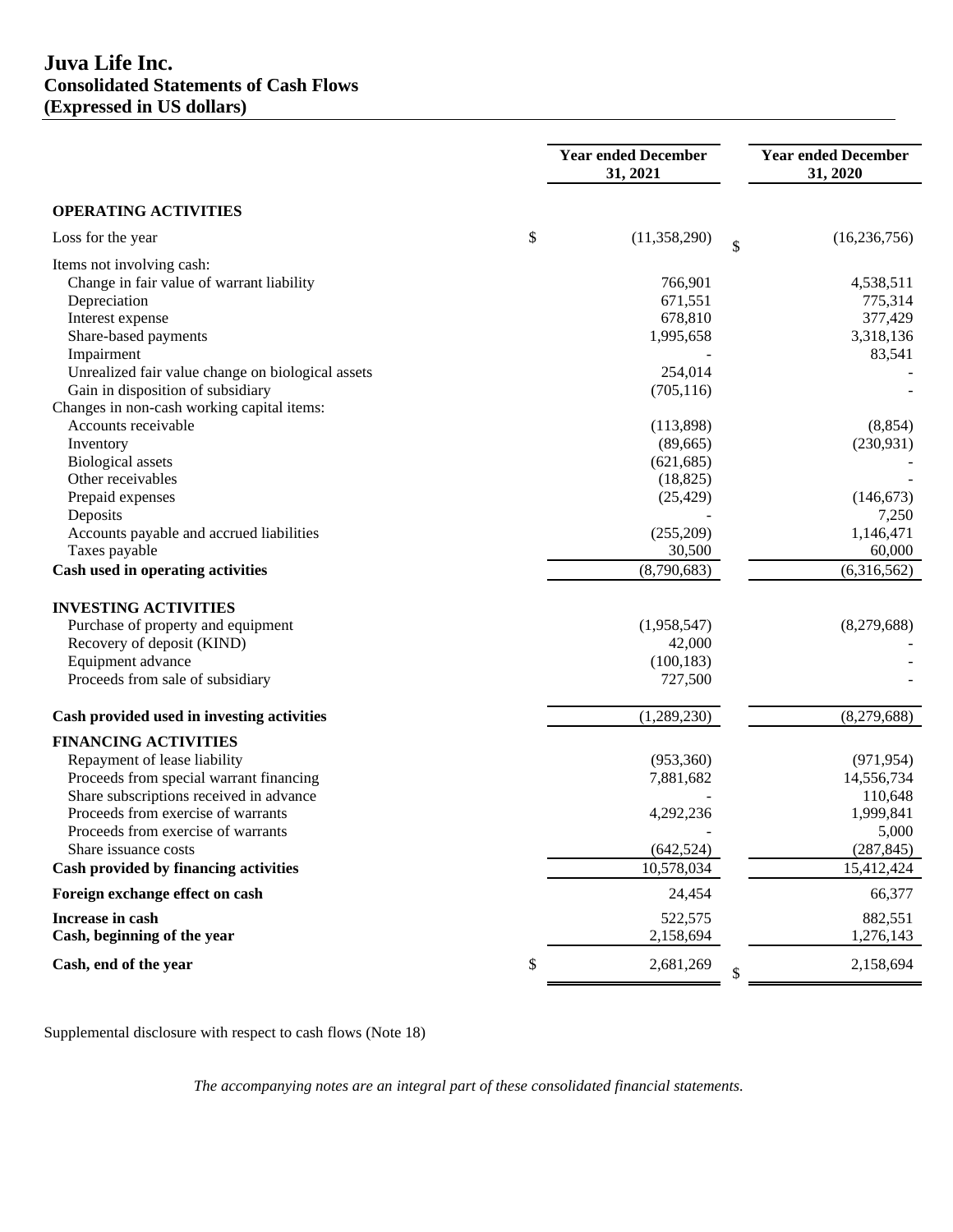# Juva Life Inc.
## Consolidated Statements of Cash Flows
## (Expressed in US dollars)

| | Year ended December 31, 2021 | Year ended December 31, 2020 |
|---|---|---|
| **OPERATING ACTIVITIES** | | |
| Loss for the year | $ (11,358,290) | $ (16,236,756) |
| Items not involving cash: | | |
| Change in fair value of warrant liability | 766,901 | 4,538,511 |
| Depreciation | 671,551 | 775,314 |
| Interest expense | 678,810 | 377,429 |
| Share-based payments | 1,995,658 | 3,318,136 |
| Impairment | - | 83,541 |
| Unrealized fair value change on biological assets | 254,014 | - |
| Gain in disposition of subsidiary | (705,116) | - |
| Changes in non-cash working capital items: | | |
| Accounts receivable | (113,898) | (8,854) |
| Inventory | (89,665) | (230,931) |
| Biological assets | (621,685) | - |
| Other receivables | (18,825) | - |
| Prepaid expenses | (25,429) | (146,673) |
| Deposits | - | 7,250 |
| Accounts payable and accrued liabilities | (255,209) | 1,146,471 |
| Taxes payable | 30,500 | 60,000 |
| **Cash used in operating activities** | (8,790,683) | (6,316,562) |
| **INVESTING ACTIVITIES** | | |
| Purchase of property and equipment | (1,958,547) | (8,279,688) |
| Recovery of deposit (KIND) | 42,000 | - |
| Equipment advance | (100,183) | - |
| Proceeds from sale of subsidiary | 727,500 | - |
| **Cash provided used in investing activities** | (1,289,230) | (8,279,688) |
| **FINANCING ACTIVITIES** | | |
| Repayment of lease liability | (953,360) | (971,954) |
| Proceeds from special warrant financing | 7,881,682 | 14,556,734 |
| Share subscriptions received in advance | - | 110,648 |
| Proceeds from exercise of warrants | 4,292,236 | 1,999,841 |
| Proceeds from exercise of warrants | - | 5,000 |
| Share issuance costs | (642,524) | (287,845) |
| **Cash provided by financing activities** | 10,578,034 | 15,412,424 |
| **Foreign exchange effect on cash** | 24,454 | 66,377 |
| **Increase in cash** | 522,575 | 882,551 |
| **Cash, beginning of the year** | 2,158,694 | 1,276,143 |
| **Cash, end of the year** | $ 2,681,269 | $ 2,158,694 |

Supplemental disclosure with respect to cash flows (Note 18)

*The accompanying notes are an integral part of these consolidated financial statements.*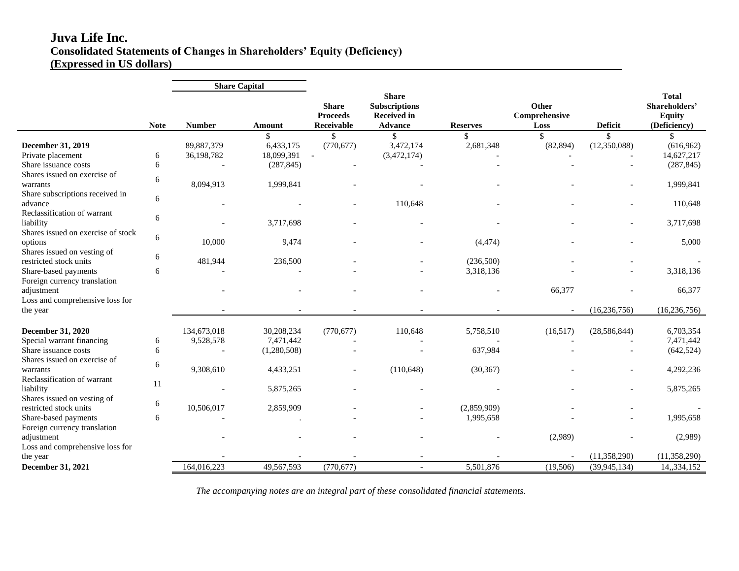# Juva Life Inc.
## Consolidated Statements of Changes in Shareholders' Equity (Deficiency)
## (Expressed in US dollars)

| | Note | Share Capital | | Share Proceeds Receivable | Share Subscriptions Received in Advance | Reserves | Other Comprehensive Loss | Deficit | Total Shareholders' Equity (Deficiency) |
|---|---|---|---|---|---|---|---|---|---|
| | | Number | Amount | | | | | | |
| | | | $ | $ | $ | $ | $ | $ | $ |
| **December 31, 2019** | | 89,887,379 | 6,433,175 | (770,677) | 3,472,174 | 2,681,348 | (82,894) | (12,350,088) | (616,962) |
| Private placement | 6 | 36,198,782 | 18,099,391 | - | (3,472,174) | - | - | - | 14,627,217 |
| Share issuance costs | 6 | - | (287,845) | - | - | - | - | - | (287,845) |
| Shares issued on exercise of warrants | 6 | 8,094,913 | 1,999,841 | - | - | - | - | - | 1,999,841 |
| Share subscriptions received in advance | 6 | - | - | - | 110,648 | - | - | - | 110,648 |
| Reclassification of warrant liability | 6 | - | 3,717,698 | - | - | - | - | - | 3,717,698 |
| Shares issued on exercise of stock options | 6 | 10,000 | 9,474 | - | - | (4,474) | - | - | 5,000 |
| Shares issued on vesting of restricted stock units | 6 | 481,944 | 236,500 | - | - | (236,500) | - | - | - |
| Share-based payments | 6 | - | - | - | - | 3,318,136 | - | - | 3,318,136 |
| Foreign currency translation adjustment | | - | - | - | - | - | 66,377 | - | 66,377 |
| Loss and comprehensive loss for the year | | - | - | - | - | - | - | (16,236,756) | (16,236,756) |
| **December 31, 2020** | | 134,673,018 | 30,208,234 | (770,677) | 110,648 | 5,758,510 | (16,517) | (28,586,844) | 6,703,354 |
| Special warrant financing | 6 | 9,528,578 | 7,471,442 | - | - | - | - | - | 7,471,442 |
| Share issuance costs | 6 | - | (1,280,508) | - | - | 637,984 | - | - | (642,524) |
| Shares issued on exercise of warrants | 6 | 9,308,610 | 4,433,251 | - | (110,648) | (30,367) | - | - | 4,292,236 |
| Reclassification of warrant liability | 11 | - | 5,875,265 | - | - | - | - | - | 5,875,265 |
| Shares issued on vesting of restricted stock units | 6 | 10,506,017 | 2,859,909 | - | - | (2,859,909) | - | - | - |
| Share-based payments | 6 | - | . | - | - | 1,995,658 | - | - | 1,995,658 |
| Foreign currency translation adjustment | | - | - | - | - | - | (2,989) | - | (2,989) |
| Loss and comprehensive loss for the year | | - | - | - | - | - | - | (11,358,290) | (11,358,290) |
| **December 31, 2021** | | 164,016,223 | 49,567,593 | (770,677) | - | 5,501,876 | (19,506) | (39,945,134) | 14,,334,152 |

*The accompanying notes are an integral part of these consolidated financial statements.*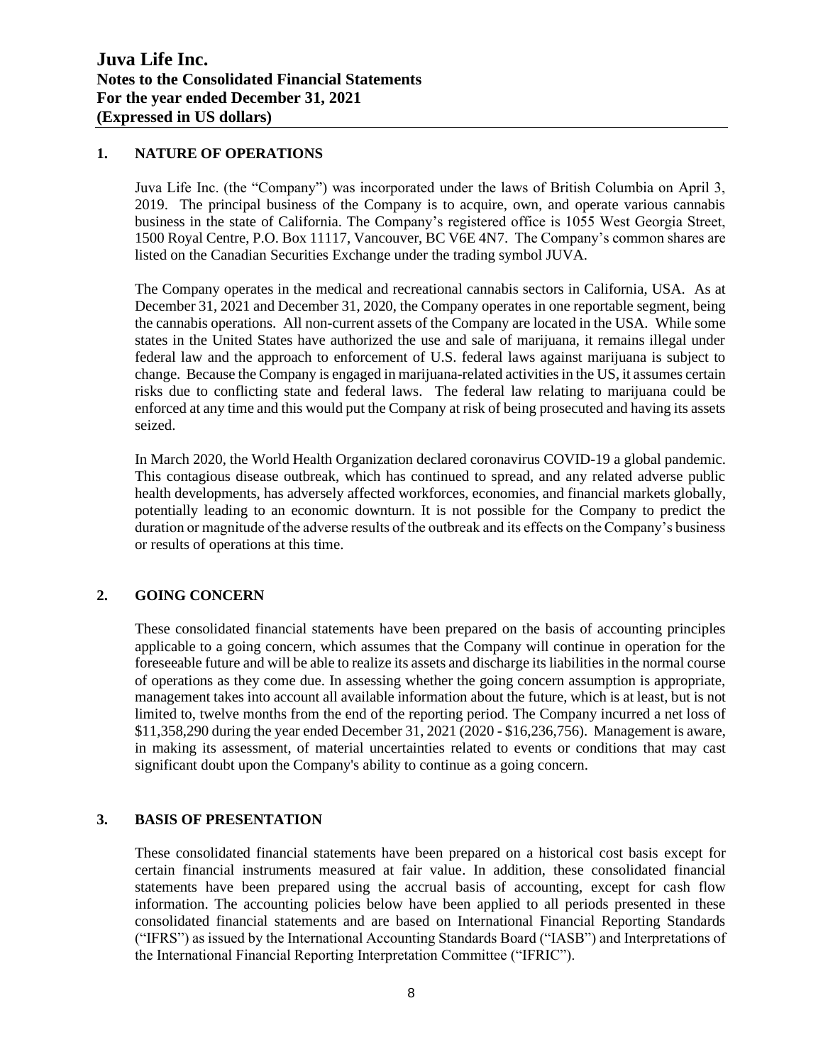# Juva Life Inc.
## Notes to the Consolidated Financial Statements
## For the year ended December 31, 2021
## (Expressed in US dollars)

## 1. NATURE OF OPERATIONS

Juva Life Inc. (the "Company") was incorporated under the laws of British Columbia on April 3, 2019. The principal business of the Company is to acquire, own, and operate various cannabis business in the state of California. The Company's registered office is 1055 West Georgia Street, 1500 Royal Centre, P.O. Box 11117, Vancouver, BC V6E 4N7. The Company's common shares are listed on the Canadian Securities Exchange under the trading symbol JUVA.

The Company operates in the medical and recreational cannabis sectors in California, USA. As at December 31, 2021 and December 31, 2020, the Company operates in one reportable segment, being the cannabis operations. All non-current assets of the Company are located in the USA. While some states in the United States have authorized the use and sale of marijuana, it remains illegal under federal law and the approach to enforcement of U.S. federal laws against marijuana is subject to change. Because the Company is engaged in marijuana-related activities in the US, it assumes certain risks due to conflicting state and federal laws. The federal law relating to marijuana could be enforced at any time and this would put the Company at risk of being prosecuted and having its assets seized.

In March 2020, the World Health Organization declared coronavirus COVID-19 a global pandemic. This contagious disease outbreak, which has continued to spread, and any related adverse public health developments, has adversely affected workforces, economies, and financial markets globally, potentially leading to an economic downturn. It is not possible for the Company to predict the duration or magnitude of the adverse results of the outbreak and its effects on the Company's business or results of operations at this time.

## 2. GOING CONCERN

These consolidated financial statements have been prepared on the basis of accounting principles applicable to a going concern, which assumes that the Company will continue in operation for the foreseeable future and will be able to realize its assets and discharge its liabilities in the normal course of operations as they come due. In assessing whether the going concern assumption is appropriate, management takes into account all available information about the future, which is at least, but is not limited to, twelve months from the end of the reporting period. The Company incurred a net loss of $11,358,290 during the year ended December 31, 2021 (2020 - $16,236,756). Management is aware, in making its assessment, of material uncertainties related to events or conditions that may cast significant doubt upon the Company's ability to continue as a going concern.

## 3. BASIS OF PRESENTATION

These consolidated financial statements have been prepared on a historical cost basis except for certain financial instruments measured at fair value. In addition, these consolidated financial statements have been prepared using the accrual basis of accounting, except for cash flow information. The accounting policies below have been applied to all periods presented in these consolidated financial statements and are based on International Financial Reporting Standards ("IFRS") as issued by the International Accounting Standards Board ("IASB") and Interpretations of the International Financial Reporting Interpretation Committee ("IFRIC").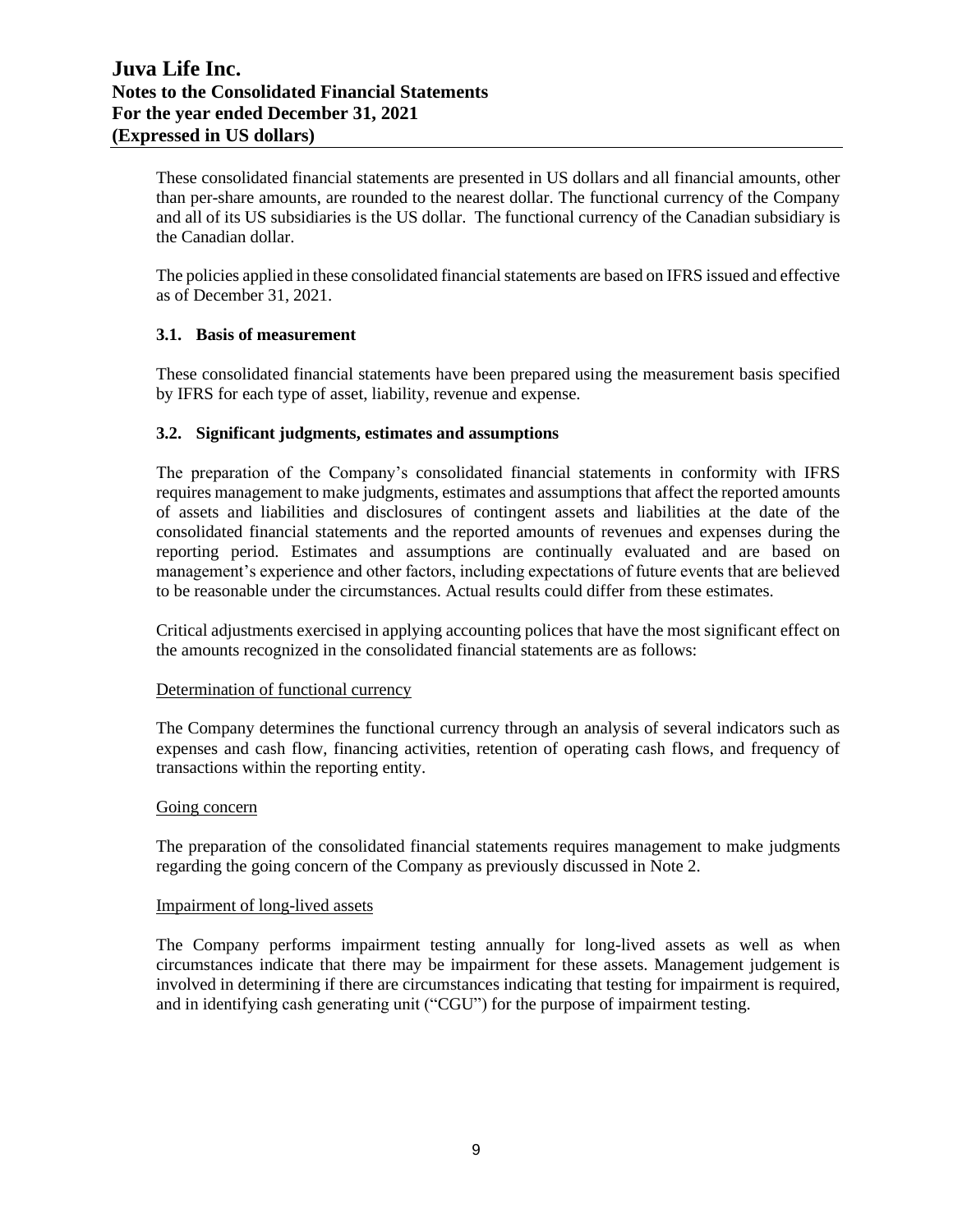These consolidated financial statements are presented in US dollars and all financial amounts, other than per-share amounts, are rounded to the nearest dollar. The functional currency of the Company and all of its US subsidiaries is the US dollar. The functional currency of the Canadian subsidiary is the Canadian dollar.

The policies applied in these consolidated financial statements are based on IFRS issued and effective as of December 31, 2021.

### 3.1. Basis of measurement

These consolidated financial statements have been prepared using the measurement basis specified by IFRS for each type of asset, liability, revenue and expense.

### 3.2. Significant judgments, estimates and assumptions

The preparation of the Company's consolidated financial statements in conformity with IFRS requires management to make judgments, estimates and assumptions that affect the reported amounts of assets and liabilities and disclosures of contingent assets and liabilities at the date of the consolidated financial statements and the reported amounts of revenues and expenses during the reporting period. Estimates and assumptions are continually evaluated and are based on management's experience and other factors, including expectations of future events that are believed to be reasonable under the circumstances. Actual results could differ from these estimates.

Critical adjustments exercised in applying accounting polices that have the most significant effect on the amounts recognized in the consolidated financial statements are as follows:

Determination of functional currency

The Company determines the functional currency through an analysis of several indicators such as expenses and cash flow, financing activities, retention of operating cash flows, and frequency of transactions within the reporting entity.

Going concern

The preparation of the consolidated financial statements requires management to make judgments regarding the going concern of the Company as previously discussed in Note 2.

Impairment of long-lived assets

The Company performs impairment testing annually for long-lived assets as well as when circumstances indicate that there may be impairment for these assets. Management judgement is involved in determining if there are circumstances indicating that testing for impairment is required, and in identifying cash generating unit ("CGU") for the purpose of impairment testing.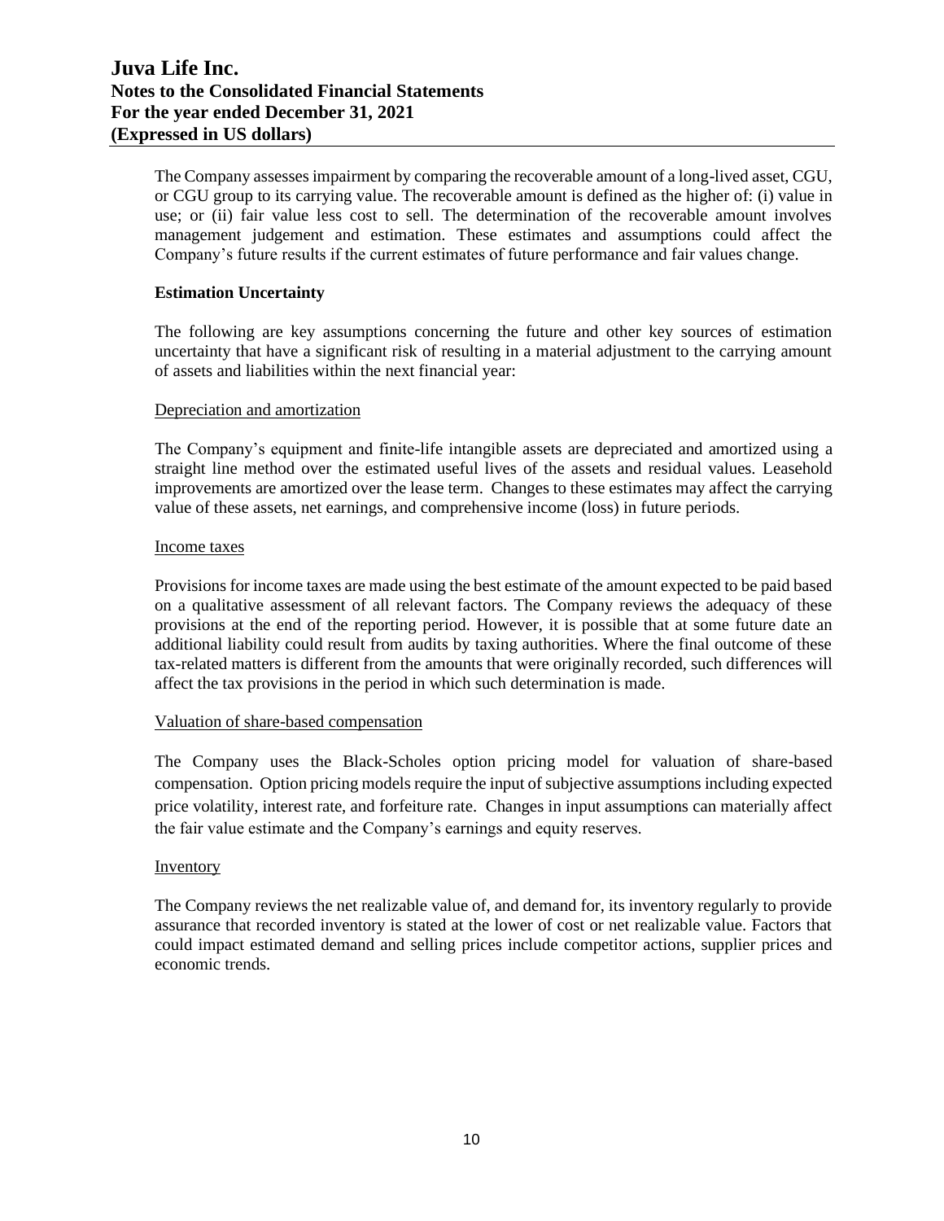The Company assesses impairment by comparing the recoverable amount of a long-lived asset, CGU, or CGU group to its carrying value. The recoverable amount is defined as the higher of: (i) value in use; or (ii) fair value less cost to sell. The determination of the recoverable amount involves management judgement and estimation. These estimates and assumptions could affect the Company's future results if the current estimates of future performance and fair values change.

**Estimation Uncertainty**

The following are key assumptions concerning the future and other key sources of estimation uncertainty that have a significant risk of resulting in a material adjustment to the carrying amount of assets and liabilities within the next financial year:

Depreciation and amortization

The Company's equipment and finite-life intangible assets are depreciated and amortized using a straight line method over the estimated useful lives of the assets and residual values. Leasehold improvements are amortized over the lease term. Changes to these estimates may affect the carrying value of these assets, net earnings, and comprehensive income (loss) in future periods.

Income taxes

Provisions for income taxes are made using the best estimate of the amount expected to be paid based on a qualitative assessment of all relevant factors. The Company reviews the adequacy of these provisions at the end of the reporting period. However, it is possible that at some future date an additional liability could result from audits by taxing authorities. Where the final outcome of these tax-related matters is different from the amounts that were originally recorded, such differences will affect the tax provisions in the period in which such determination is made.

Valuation of share-based compensation

The Company uses the Black-Scholes option pricing model for valuation of share-based compensation. Option pricing models require the input of subjective assumptions including expected price volatility, interest rate, and forfeiture rate. Changes in input assumptions can materially affect the fair value estimate and the Company's earnings and equity reserves.

Inventory

The Company reviews the net realizable value of, and demand for, its inventory regularly to provide assurance that recorded inventory is stated at the lower of cost or net realizable value. Factors that could impact estimated demand and selling prices include competitor actions, supplier prices and economic trends.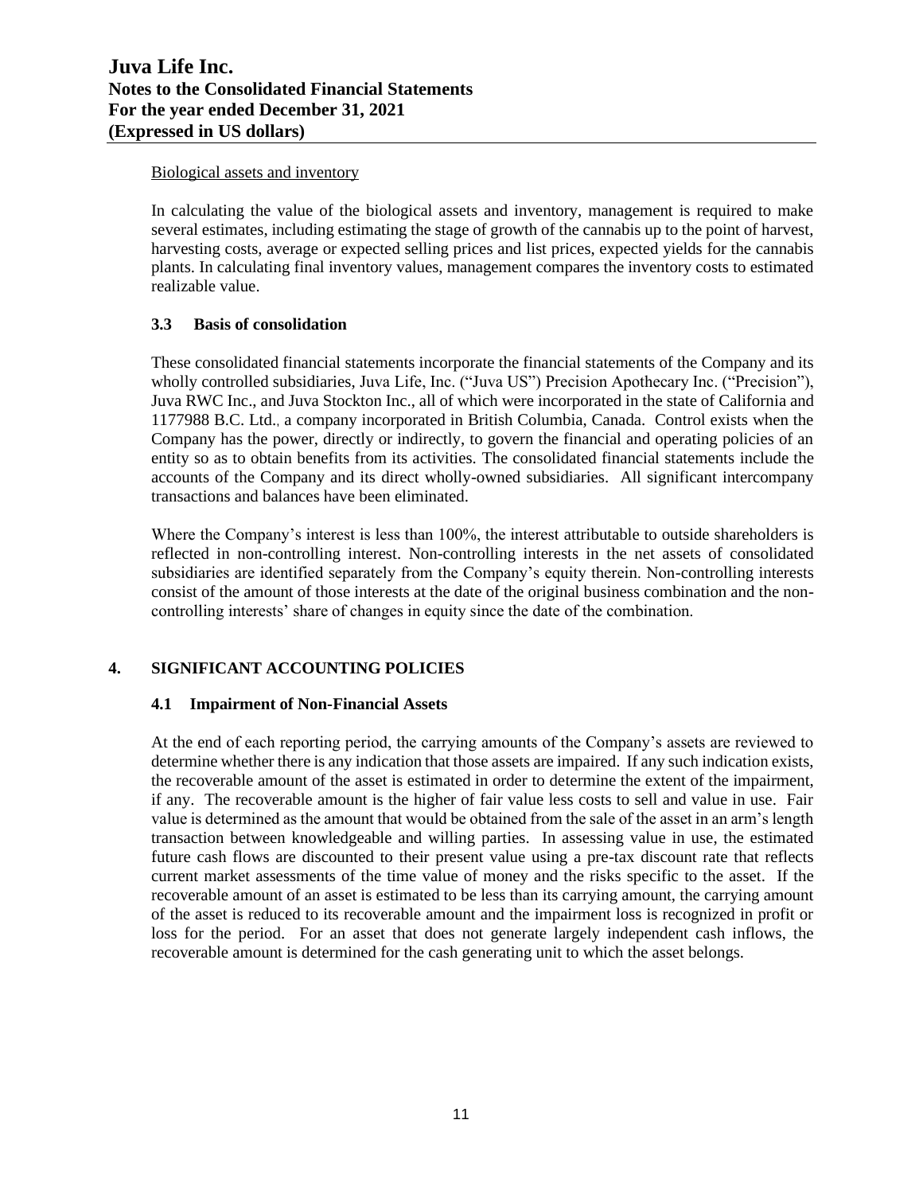Biological assets and inventory

In calculating the value of the biological assets and inventory, management is required to make several estimates, including estimating the stage of growth of the cannabis up to the point of harvest, harvesting costs, average or expected selling prices and list prices, expected yields for the cannabis plants. In calculating final inventory values, management compares the inventory costs to estimated realizable value.

### 3.3 Basis of consolidation

These consolidated financial statements incorporate the financial statements of the Company and its wholly controlled subsidiaries, Juva Life, Inc. ("Juva US") Precision Apothecary Inc. ("Precision"), Juva RWC Inc., and Juva Stockton Inc., all of which were incorporated in the state of California and 1177988 B.C. Ltd., a company incorporated in British Columbia, Canada. Control exists when the Company has the power, directly or indirectly, to govern the financial and operating policies of an entity so as to obtain benefits from its activities. The consolidated financial statements include the accounts of the Company and its direct wholly-owned subsidiaries. All significant intercompany transactions and balances have been eliminated.

Where the Company's interest is less than 100%, the interest attributable to outside shareholders is reflected in non-controlling interest. Non-controlling interests in the net assets of consolidated subsidiaries are identified separately from the Company's equity therein. Non-controlling interests consist of the amount of those interests at the date of the original business combination and the non-controlling interests' share of changes in equity since the date of the combination.

## 4. SIGNIFICANT ACCOUNTING POLICIES

### 4.1 Impairment of Non-Financial Assets

At the end of each reporting period, the carrying amounts of the Company's assets are reviewed to determine whether there is any indication that those assets are impaired. If any such indication exists, the recoverable amount of the asset is estimated in order to determine the extent of the impairment, if any. The recoverable amount is the higher of fair value less costs to sell and value in use. Fair value is determined as the amount that would be obtained from the sale of the asset in an arm's length transaction between knowledgeable and willing parties. In assessing value in use, the estimated future cash flows are discounted to their present value using a pre-tax discount rate that reflects current market assessments of the time value of money and the risks specific to the asset. If the recoverable amount of an asset is estimated to be less than its carrying amount, the carrying amount of the asset is reduced to its recoverable amount and the impairment loss is recognized in profit or loss for the period. For an asset that does not generate largely independent cash inflows, the recoverable amount is determined for the cash generating unit to which the asset belongs.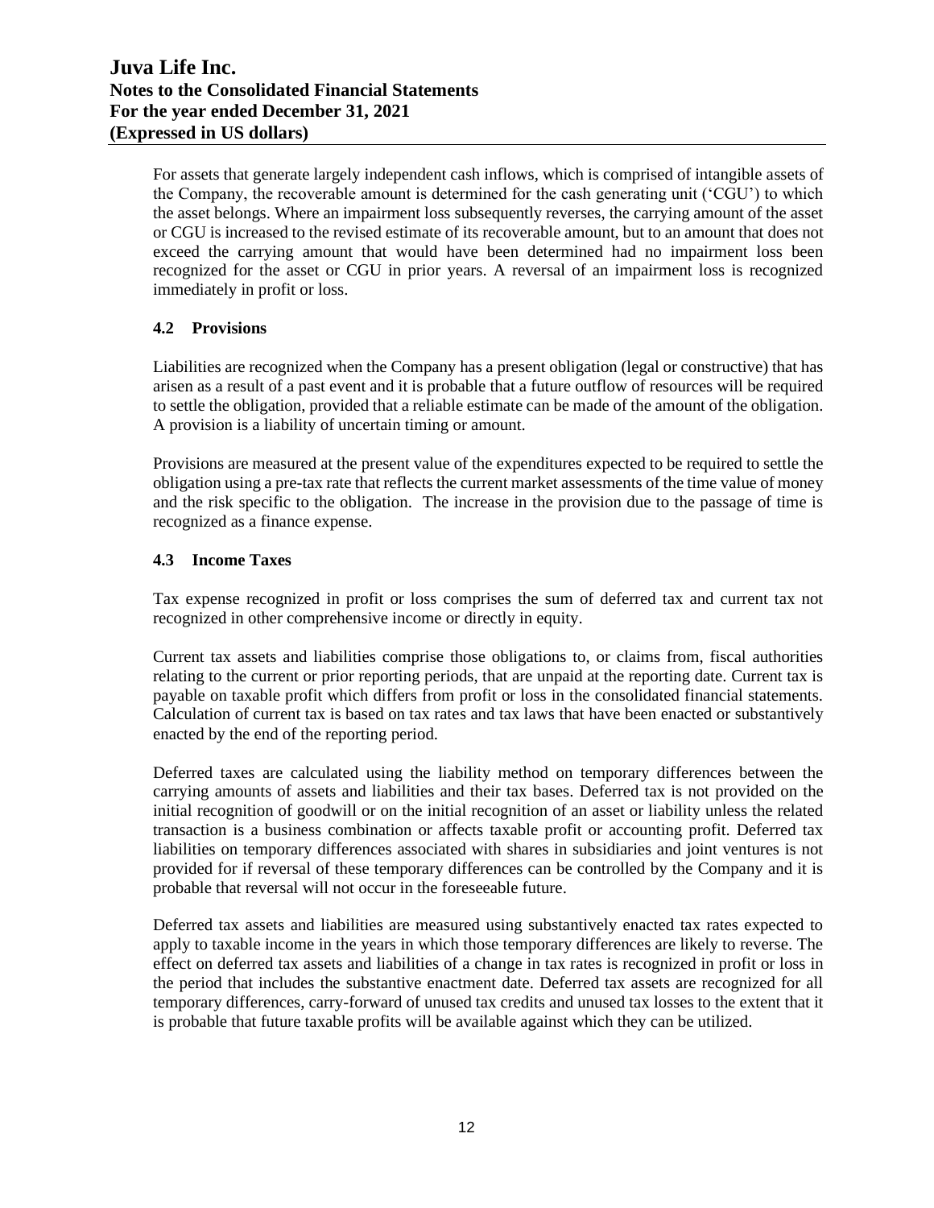For assets that generate largely independent cash inflows, which is comprised of intangible assets of the Company, the recoverable amount is determined for the cash generating unit ('CGU') to which the asset belongs. Where an impairment loss subsequently reverses, the carrying amount of the asset or CGU is increased to the revised estimate of its recoverable amount, but to an amount that does not exceed the carrying amount that would have been determined had no impairment loss been recognized for the asset or CGU in prior years. A reversal of an impairment loss is recognized immediately in profit or loss.

### 4.2 Provisions

Liabilities are recognized when the Company has a present obligation (legal or constructive) that has arisen as a result of a past event and it is probable that a future outflow of resources will be required to settle the obligation, provided that a reliable estimate can be made of the amount of the obligation. A provision is a liability of uncertain timing or amount.

Provisions are measured at the present value of the expenditures expected to be required to settle the obligation using a pre-tax rate that reflects the current market assessments of the time value of money and the risk specific to the obligation. The increase in the provision due to the passage of time is recognized as a finance expense.

### 4.3 Income Taxes

Tax expense recognized in profit or loss comprises the sum of deferred tax and current tax not recognized in other comprehensive income or directly in equity.

Current tax assets and liabilities comprise those obligations to, or claims from, fiscal authorities relating to the current or prior reporting periods, that are unpaid at the reporting date. Current tax is payable on taxable profit which differs from profit or loss in the consolidated financial statements. Calculation of current tax is based on tax rates and tax laws that have been enacted or substantively enacted by the end of the reporting period.

Deferred taxes are calculated using the liability method on temporary differences between the carrying amounts of assets and liabilities and their tax bases. Deferred tax is not provided on the initial recognition of goodwill or on the initial recognition of an asset or liability unless the related transaction is a business combination or affects taxable profit or accounting profit. Deferred tax liabilities on temporary differences associated with shares in subsidiaries and joint ventures is not provided for if reversal of these temporary differences can be controlled by the Company and it is probable that reversal will not occur in the foreseeable future.

Deferred tax assets and liabilities are measured using substantively enacted tax rates expected to apply to taxable income in the years in which those temporary differences are likely to reverse. The effect on deferred tax assets and liabilities of a change in tax rates is recognized in profit or loss in the period that includes the substantive enactment date. Deferred tax assets are recognized for all temporary differences, carry-forward of unused tax credits and unused tax losses to the extent that it is probable that future taxable profits will be available against which they can be utilized.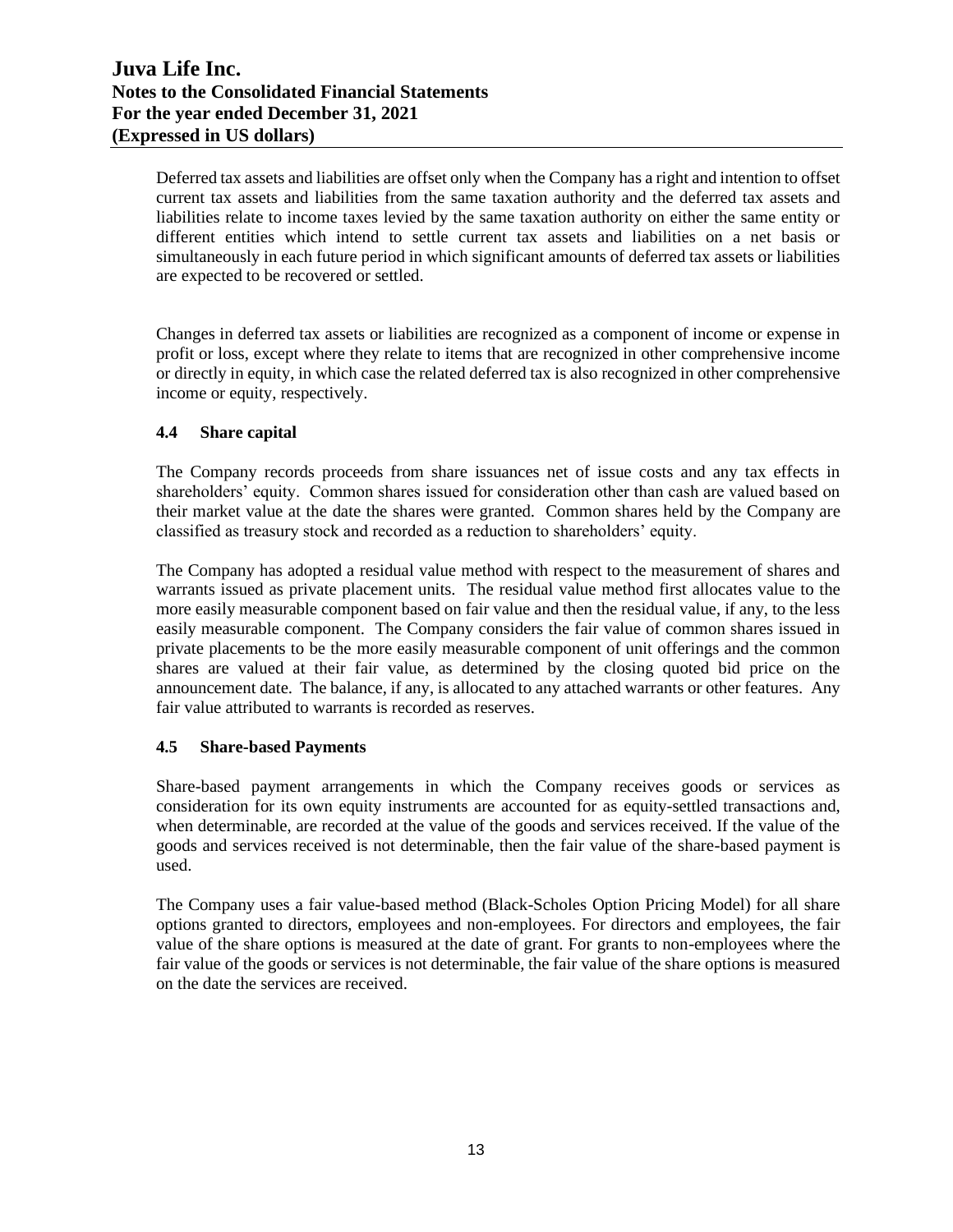Deferred tax assets and liabilities are offset only when the Company has a right and intention to offset current tax assets and liabilities from the same taxation authority and the deferred tax assets and liabilities relate to income taxes levied by the same taxation authority on either the same entity or different entities which intend to settle current tax assets and liabilities on a net basis or simultaneously in each future period in which significant amounts of deferred tax assets or liabilities are expected to be recovered or settled.

Changes in deferred tax assets or liabilities are recognized as a component of income or expense in profit or loss, except where they relate to items that are recognized in other comprehensive income or directly in equity, in which case the related deferred tax is also recognized in other comprehensive income or equity, respectively.

### 4.4 Share capital

The Company records proceeds from share issuances net of issue costs and any tax effects in shareholders' equity. Common shares issued for consideration other than cash are valued based on their market value at the date the shares were granted. Common shares held by the Company are classified as treasury stock and recorded as a reduction to shareholders' equity.

The Company has adopted a residual value method with respect to the measurement of shares and warrants issued as private placement units. The residual value method first allocates value to the more easily measurable component based on fair value and then the residual value, if any, to the less easily measurable component. The Company considers the fair value of common shares issued in private placements to be the more easily measurable component of unit offerings and the common shares are valued at their fair value, as determined by the closing quoted bid price on the announcement date. The balance, if any, is allocated to any attached warrants or other features. Any fair value attributed to warrants is recorded as reserves.

### 4.5 Share-based Payments

Share-based payment arrangements in which the Company receives goods or services as consideration for its own equity instruments are accounted for as equity-settled transactions and, when determinable, are recorded at the value of the goods and services received. If the value of the goods and services received is not determinable, then the fair value of the share-based payment is used.

The Company uses a fair value-based method (Black-Scholes Option Pricing Model) for all share options granted to directors, employees and non-employees. For directors and employees, the fair value of the share options is measured at the date of grant. For grants to non-employees where the fair value of the goods or services is not determinable, the fair value of the share options is measured on the date the services are received.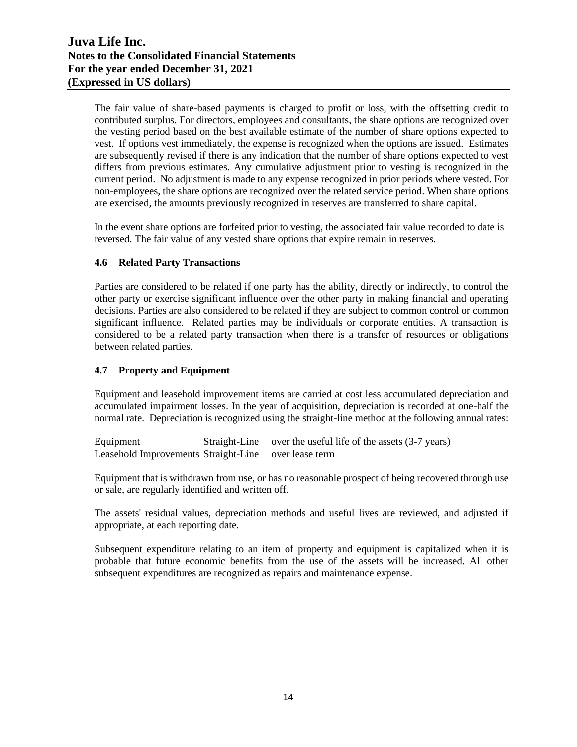The fair value of share-based payments is charged to profit or loss, with the offsetting credit to contributed surplus. For directors, employees and consultants, the share options are recognized over the vesting period based on the best available estimate of the number of share options expected to vest. If options vest immediately, the expense is recognized when the options are issued. Estimates are subsequently revised if there is any indication that the number of share options expected to vest differs from previous estimates. Any cumulative adjustment prior to vesting is recognized in the current period. No adjustment is made to any expense recognized in prior periods where vested. For non-employees, the share options are recognized over the related service period. When share options are exercised, the amounts previously recognized in reserves are transferred to share capital.

In the event share options are forfeited prior to vesting, the associated fair value recorded to date is reversed. The fair value of any vested share options that expire remain in reserves.

### 4.6 Related Party Transactions

Parties are considered to be related if one party has the ability, directly or indirectly, to control the other party or exercise significant influence over the other party in making financial and operating decisions. Parties are also considered to be related if they are subject to common control or common significant influence. Related parties may be individuals or corporate entities. A transaction is considered to be a related party transaction when there is a transfer of resources or obligations between related parties.

### 4.7 Property and Equipment

Equipment and leasehold improvement items are carried at cost less accumulated depreciation and accumulated impairment losses. In the year of acquisition, depreciation is recorded at one-half the normal rate. Depreciation is recognized using the straight-line method at the following annual rates:

| | | |
|---|---|---|
| Equipment | Straight-Line | over the useful life of the assets (3-7 years) |
| Leasehold Improvements | Straight-Line | over lease term |

Equipment that is withdrawn from use, or has no reasonable prospect of being recovered through use or sale, are regularly identified and written off.

The assets' residual values, depreciation methods and useful lives are reviewed, and adjusted if appropriate, at each reporting date.

Subsequent expenditure relating to an item of property and equipment is capitalized when it is probable that future economic benefits from the use of the assets will be increased. All other subsequent expenditures are recognized as repairs and maintenance expense.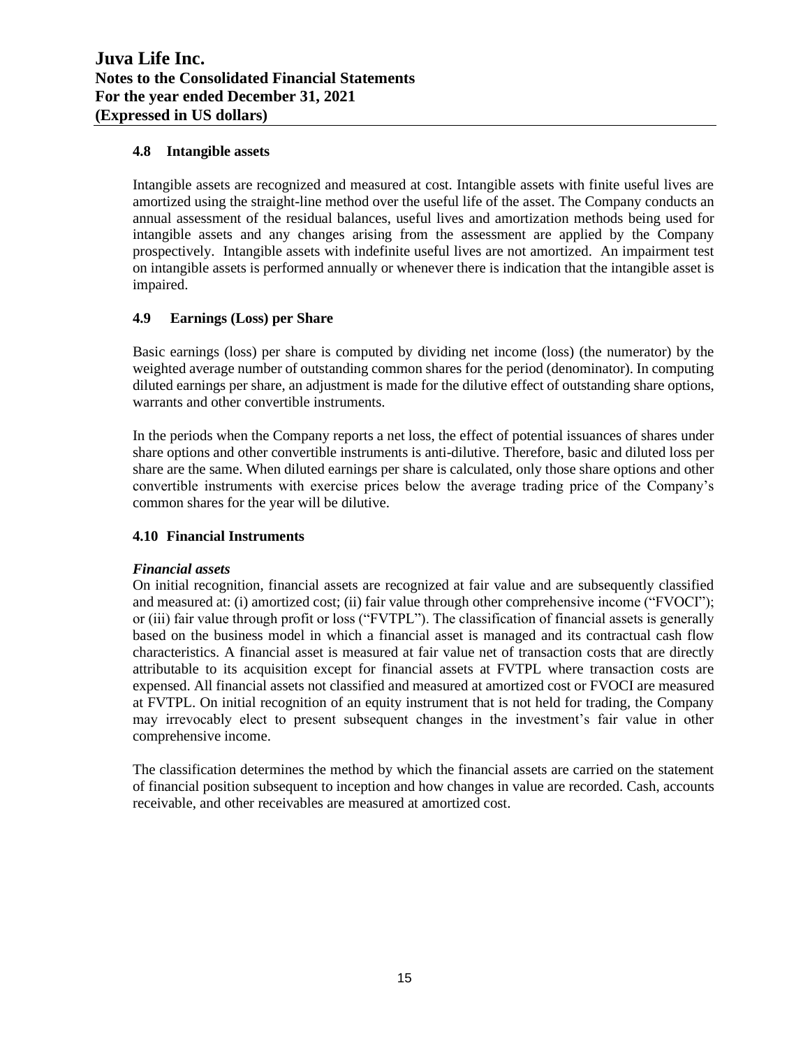### 4.8 Intangible assets

Intangible assets are recognized and measured at cost. Intangible assets with finite useful lives are amortized using the straight-line method over the useful life of the asset. The Company conducts an annual assessment of the residual balances, useful lives and amortization methods being used for intangible assets and any changes arising from the assessment are applied by the Company prospectively. Intangible assets with indefinite useful lives are not amortized. An impairment test on intangible assets is performed annually or whenever there is indication that the intangible asset is impaired.

### 4.9 Earnings (Loss) per Share

Basic earnings (loss) per share is computed by dividing net income (loss) (the numerator) by the weighted average number of outstanding common shares for the period (denominator). In computing diluted earnings per share, an adjustment is made for the dilutive effect of outstanding share options, warrants and other convertible instruments.

In the periods when the Company reports a net loss, the effect of potential issuances of shares under share options and other convertible instruments is anti-dilutive. Therefore, basic and diluted loss per share are the same. When diluted earnings per share is calculated, only those share options and other convertible instruments with exercise prices below the average trading price of the Company's common shares for the year will be dilutive.

### 4.10 Financial Instruments

***Financial assets***

On initial recognition, financial assets are recognized at fair value and are subsequently classified and measured at: (i) amortized cost; (ii) fair value through other comprehensive income ("FVOCI"); or (iii) fair value through profit or loss ("FVTPL"). The classification of financial assets is generally based on the business model in which a financial asset is managed and its contractual cash flow characteristics. A financial asset is measured at fair value net of transaction costs that are directly attributable to its acquisition except for financial assets at FVTPL where transaction costs are expensed. All financial assets not classified and measured at amortized cost or FVOCI are measured at FVTPL. On initial recognition of an equity instrument that is not held for trading, the Company may irrevocably elect to present subsequent changes in the investment's fair value in other comprehensive income.

The classification determines the method by which the financial assets are carried on the statement of financial position subsequent to inception and how changes in value are recorded. Cash, accounts receivable, and other receivables are measured at amortized cost.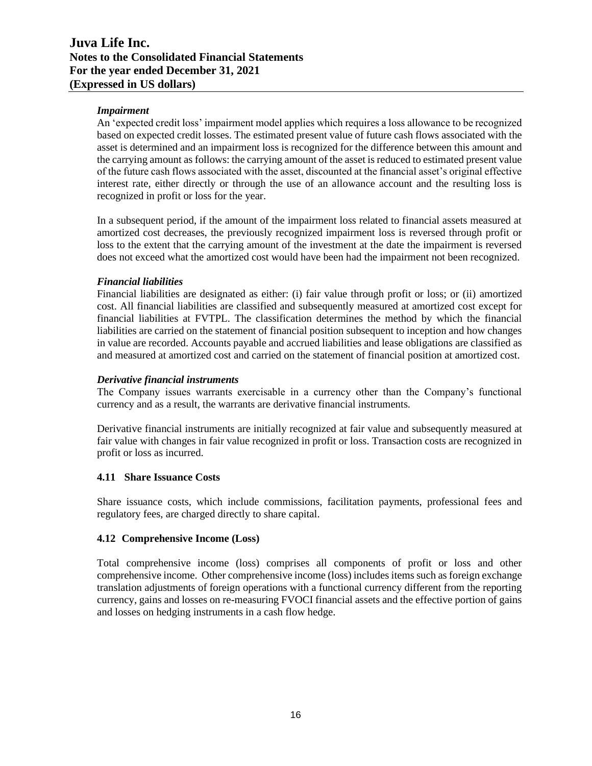### *Impairment*

An 'expected credit loss' impairment model applies which requires a loss allowance to be recognized based on expected credit losses. The estimated present value of future cash flows associated with the asset is determined and an impairment loss is recognized for the difference between this amount and the carrying amount as follows: the carrying amount of the asset is reduced to estimated present value of the future cash flows associated with the asset, discounted at the financial asset's original effective interest rate, either directly or through the use of an allowance account and the resulting loss is recognized in profit or loss for the year.

In a subsequent period, if the amount of the impairment loss related to financial assets measured at amortized cost decreases, the previously recognized impairment loss is reversed through profit or loss to the extent that the carrying amount of the investment at the date the impairment is reversed does not exceed what the amortized cost would have been had the impairment not been recognized.

### *Financial liabilities*

Financial liabilities are designated as either: (i) fair value through profit or loss; or (ii) amortized cost. All financial liabilities are classified and subsequently measured at amortized cost except for financial liabilities at FVTPL. The classification determines the method by which the financial liabilities are carried on the statement of financial position subsequent to inception and how changes in value are recorded. Accounts payable and accrued liabilities and lease obligations are classified as and measured at amortized cost and carried on the statement of financial position at amortized cost.

### *Derivative financial instruments*

The Company issues warrants exercisable in a currency other than the Company's functional currency and as a result, the warrants are derivative financial instruments.

Derivative financial instruments are initially recognized at fair value and subsequently measured at fair value with changes in fair value recognized in profit or loss. Transaction costs are recognized in profit or loss as incurred.

## 4.11 Share Issuance Costs

Share issuance costs, which include commissions, facilitation payments, professional fees and regulatory fees, are charged directly to share capital.

## 4.12 Comprehensive Income (Loss)

Total comprehensive income (loss) comprises all components of profit or loss and other comprehensive income. Other comprehensive income (loss) includes items such as foreign exchange translation adjustments of foreign operations with a functional currency different from the reporting currency, gains and losses on re-measuring FVOCI financial assets and the effective portion of gains and losses on hedging instruments in a cash flow hedge.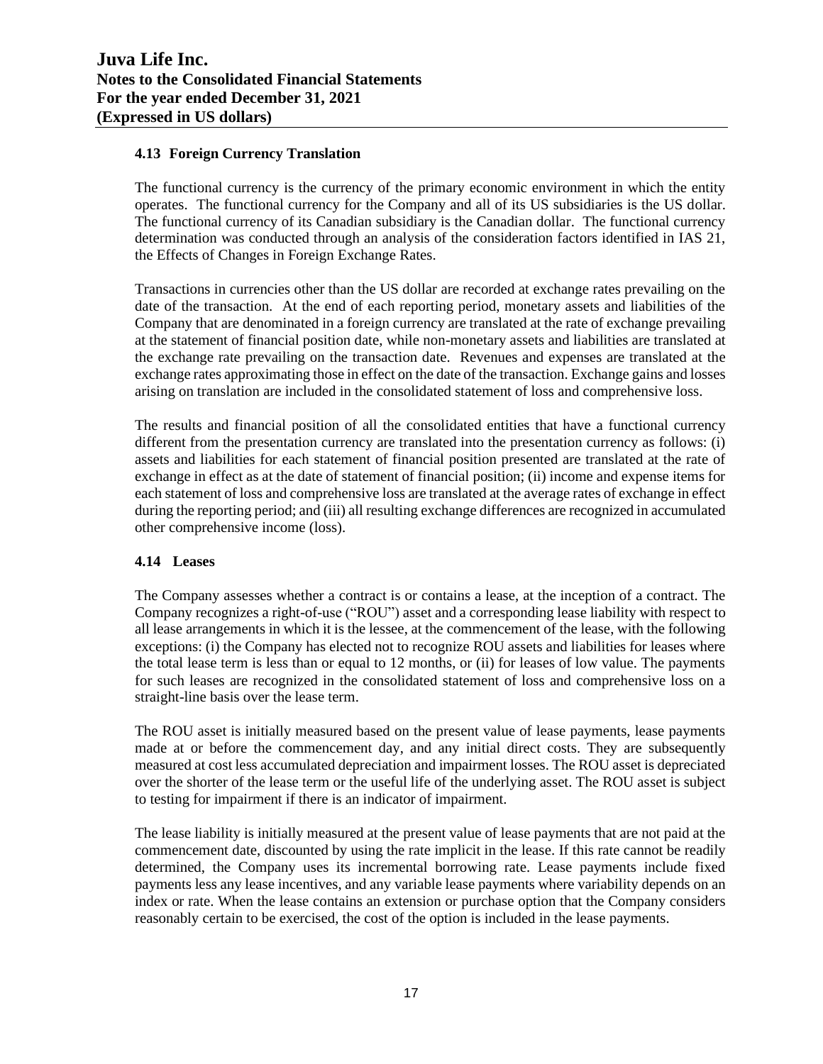### 4.13 Foreign Currency Translation

The functional currency is the currency of the primary economic environment in which the entity operates. The functional currency for the Company and all of its US subsidiaries is the US dollar. The functional currency of its Canadian subsidiary is the Canadian dollar. The functional currency determination was conducted through an analysis of the consideration factors identified in IAS 21, the Effects of Changes in Foreign Exchange Rates.

Transactions in currencies other than the US dollar are recorded at exchange rates prevailing on the date of the transaction. At the end of each reporting period, monetary assets and liabilities of the Company that are denominated in a foreign currency are translated at the rate of exchange prevailing at the statement of financial position date, while non-monetary assets and liabilities are translated at the exchange rate prevailing on the transaction date. Revenues and expenses are translated at the exchange rates approximating those in effect on the date of the transaction. Exchange gains and losses arising on translation are included in the consolidated statement of loss and comprehensive loss.

The results and financial position of all the consolidated entities that have a functional currency different from the presentation currency are translated into the presentation currency as follows: (i) assets and liabilities for each statement of financial position presented are translated at the rate of exchange in effect as at the date of statement of financial position; (ii) income and expense items for each statement of loss and comprehensive loss are translated at the average rates of exchange in effect during the reporting period; and (iii) all resulting exchange differences are recognized in accumulated other comprehensive income (loss).

### 4.14 Leases

The Company assesses whether a contract is or contains a lease, at the inception of a contract. The Company recognizes a right-of-use ("ROU") asset and a corresponding lease liability with respect to all lease arrangements in which it is the lessee, at the commencement of the lease, with the following exceptions: (i) the Company has elected not to recognize ROU assets and liabilities for leases where the total lease term is less than or equal to 12 months, or (ii) for leases of low value. The payments for such leases are recognized in the consolidated statement of loss and comprehensive loss on a straight-line basis over the lease term.

The ROU asset is initially measured based on the present value of lease payments, lease payments made at or before the commencement day, and any initial direct costs. They are subsequently measured at cost less accumulated depreciation and impairment losses. The ROU asset is depreciated over the shorter of the lease term or the useful life of the underlying asset. The ROU asset is subject to testing for impairment if there is an indicator of impairment.

The lease liability is initially measured at the present value of lease payments that are not paid at the commencement date, discounted by using the rate implicit in the lease. If this rate cannot be readily determined, the Company uses its incremental borrowing rate. Lease payments include fixed payments less any lease incentives, and any variable lease payments where variability depends on an index or rate. When the lease contains an extension or purchase option that the Company considers reasonably certain to be exercised, the cost of the option is included in the lease payments.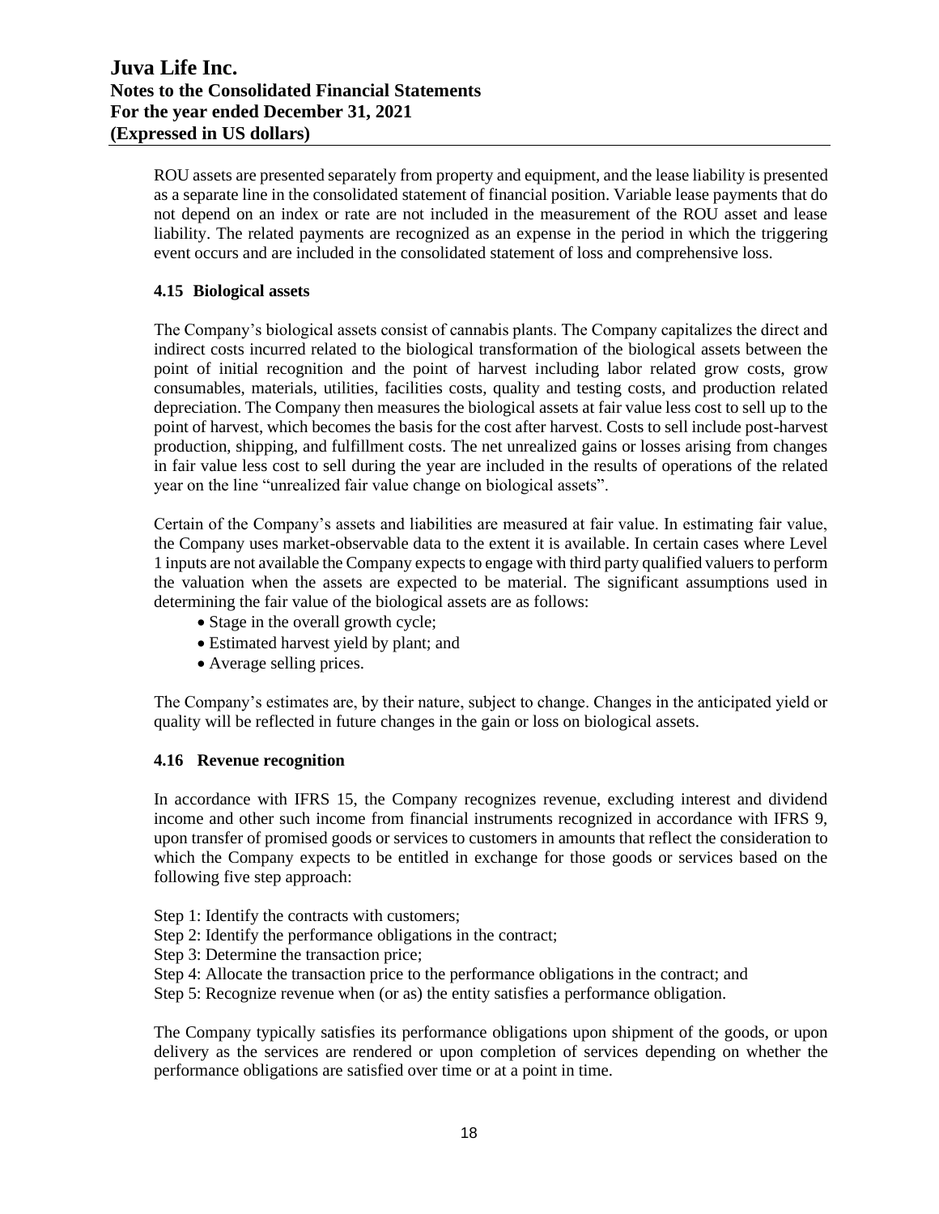ROU assets are presented separately from property and equipment, and the lease liability is presented as a separate line in the consolidated statement of financial position. Variable lease payments that do not depend on an index or rate are not included in the measurement of the ROU asset and lease liability. The related payments are recognized as an expense in the period in which the triggering event occurs and are included in the consolidated statement of loss and comprehensive loss.

### 4.15 Biological assets

The Company's biological assets consist of cannabis plants. The Company capitalizes the direct and indirect costs incurred related to the biological transformation of the biological assets between the point of initial recognition and the point of harvest including labor related grow costs, grow consumables, materials, utilities, facilities costs, quality and testing costs, and production related depreciation. The Company then measures the biological assets at fair value less cost to sell up to the point of harvest, which becomes the basis for the cost after harvest. Costs to sell include post-harvest production, shipping, and fulfillment costs. The net unrealized gains or losses arising from changes in fair value less cost to sell during the year are included in the results of operations of the related year on the line "unrealized fair value change on biological assets".

Certain of the Company's assets and liabilities are measured at fair value. In estimating fair value, the Company uses market-observable data to the extent it is available. In certain cases where Level 1 inputs are not available the Company expects to engage with third party qualified valuers to perform the valuation when the assets are expected to be material. The significant assumptions used in determining the fair value of the biological assets are as follows:

- Stage in the overall growth cycle;
- Estimated harvest yield by plant; and
- Average selling prices.

The Company's estimates are, by their nature, subject to change. Changes in the anticipated yield or quality will be reflected in future changes in the gain or loss on biological assets.

### 4.16 Revenue recognition

In accordance with IFRS 15, the Company recognizes revenue, excluding interest and dividend income and other such income from financial instruments recognized in accordance with IFRS 9, upon transfer of promised goods or services to customers in amounts that reflect the consideration to which the Company expects to be entitled in exchange for those goods or services based on the following five step approach:

Step 1: Identify the contracts with customers;
Step 2: Identify the performance obligations in the contract;
Step 3: Determine the transaction price;
Step 4: Allocate the transaction price to the performance obligations in the contract; and
Step 5: Recognize revenue when (or as) the entity satisfies a performance obligation.

The Company typically satisfies its performance obligations upon shipment of the goods, or upon delivery as the services are rendered or upon completion of services depending on whether the performance obligations are satisfied over time or at a point in time.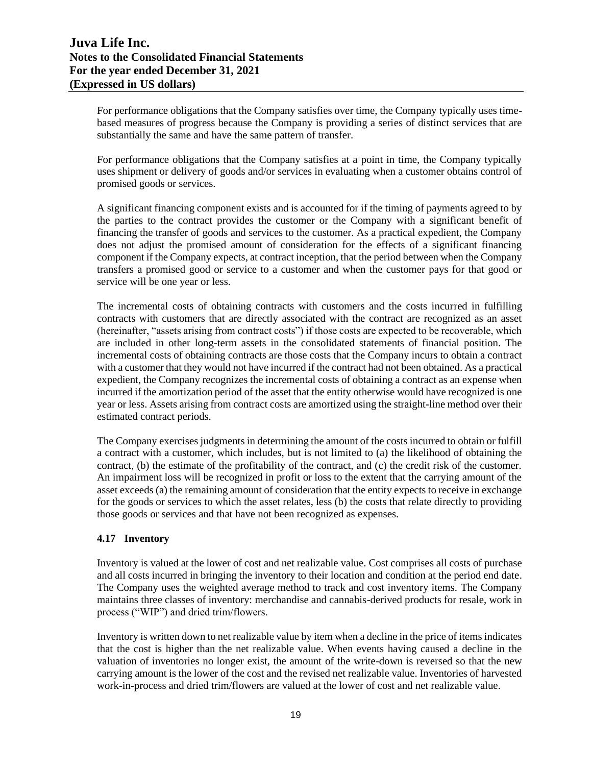For performance obligations that the Company satisfies over time, the Company typically uses time-based measures of progress because the Company is providing a series of distinct services that are substantially the same and have the same pattern of transfer.

For performance obligations that the Company satisfies at a point in time, the Company typically uses shipment or delivery of goods and/or services in evaluating when a customer obtains control of promised goods or services.

A significant financing component exists and is accounted for if the timing of payments agreed to by the parties to the contract provides the customer or the Company with a significant benefit of financing the transfer of goods and services to the customer. As a practical expedient, the Company does not adjust the promised amount of consideration for the effects of a significant financing component if the Company expects, at contract inception, that the period between when the Company transfers a promised good or service to a customer and when the customer pays for that good or service will be one year or less.

The incremental costs of obtaining contracts with customers and the costs incurred in fulfilling contracts with customers that are directly associated with the contract are recognized as an asset (hereinafter, "assets arising from contract costs") if those costs are expected to be recoverable, which are included in other long-term assets in the consolidated statements of financial position. The incremental costs of obtaining contracts are those costs that the Company incurs to obtain a contract with a customer that they would not have incurred if the contract had not been obtained. As a practical expedient, the Company recognizes the incremental costs of obtaining a contract as an expense when incurred if the amortization period of the asset that the entity otherwise would have recognized is one year or less. Assets arising from contract costs are amortized using the straight-line method over their estimated contract periods.

The Company exercises judgments in determining the amount of the costs incurred to obtain or fulfill a contract with a customer, which includes, but is not limited to (a) the likelihood of obtaining the contract, (b) the estimate of the profitability of the contract, and (c) the credit risk of the customer. An impairment loss will be recognized in profit or loss to the extent that the carrying amount of the asset exceeds (a) the remaining amount of consideration that the entity expects to receive in exchange for the goods or services to which the asset relates, less (b) the costs that relate directly to providing those goods or services and that have not been recognized as expenses.

### 4.17 Inventory

Inventory is valued at the lower of cost and net realizable value. Cost comprises all costs of purchase and all costs incurred in bringing the inventory to their location and condition at the period end date. The Company uses the weighted average method to track and cost inventory items. The Company maintains three classes of inventory: merchandise and cannabis-derived products for resale, work in process ("WIP") and dried trim/flowers.

Inventory is written down to net realizable value by item when a decline in the price of items indicates that the cost is higher than the net realizable value. When events having caused a decline in the valuation of inventories no longer exist, the amount of the write-down is reversed so that the new carrying amount is the lower of the cost and the revised net realizable value. Inventories of harvested work-in-process and dried trim/flowers are valued at the lower of cost and net realizable value.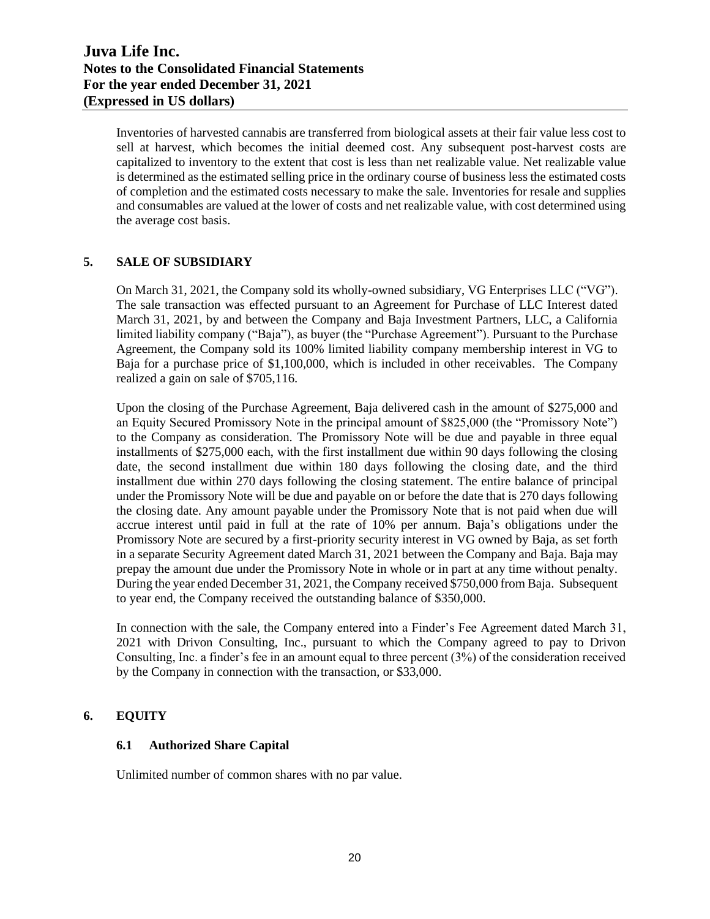Inventories of harvested cannabis are transferred from biological assets at their fair value less cost to sell at harvest, which becomes the initial deemed cost. Any subsequent post-harvest costs are capitalized to inventory to the extent that cost is less than net realizable value. Net realizable value is determined as the estimated selling price in the ordinary course of business less the estimated costs of completion and the estimated costs necessary to make the sale. Inventories for resale and supplies and consumables are valued at the lower of costs and net realizable value, with cost determined using the average cost basis.

## 5. SALE OF SUBSIDIARY

On March 31, 2021, the Company sold its wholly-owned subsidiary, VG Enterprises LLC ("VG"). The sale transaction was effected pursuant to an Agreement for Purchase of LLC Interest dated March 31, 2021, by and between the Company and Baja Investment Partners, LLC, a California limited liability company ("Baja"), as buyer (the "Purchase Agreement"). Pursuant to the Purchase Agreement, the Company sold its 100% limited liability company membership interest in VG to Baja for a purchase price of $1,100,000, which is included in other receivables. The Company realized a gain on sale of $705,116.

Upon the closing of the Purchase Agreement, Baja delivered cash in the amount of $275,000 and an Equity Secured Promissory Note in the principal amount of $825,000 (the "Promissory Note") to the Company as consideration. The Promissory Note will be due and payable in three equal installments of $275,000 each, with the first installment due within 90 days following the closing date, the second installment due within 180 days following the closing date, and the third installment due within 270 days following the closing statement. The entire balance of principal under the Promissory Note will be due and payable on or before the date that is 270 days following the closing date. Any amount payable under the Promissory Note that is not paid when due will accrue interest until paid in full at the rate of 10% per annum. Baja's obligations under the Promissory Note are secured by a first-priority security interest in VG owned by Baja, as set forth in a separate Security Agreement dated March 31, 2021 between the Company and Baja. Baja may prepay the amount due under the Promissory Note in whole or in part at any time without penalty. During the year ended December 31, 2021, the Company received $750,000 from Baja. Subsequent to year end, the Company received the outstanding balance of $350,000.

In connection with the sale, the Company entered into a Finder's Fee Agreement dated March 31, 2021 with Drivon Consulting, Inc., pursuant to which the Company agreed to pay to Drivon Consulting, Inc. a finder's fee in an amount equal to three percent (3%) of the consideration received by the Company in connection with the transaction, or $33,000.

## 6. EQUITY

### 6.1 Authorized Share Capital

Unlimited number of common shares with no par value.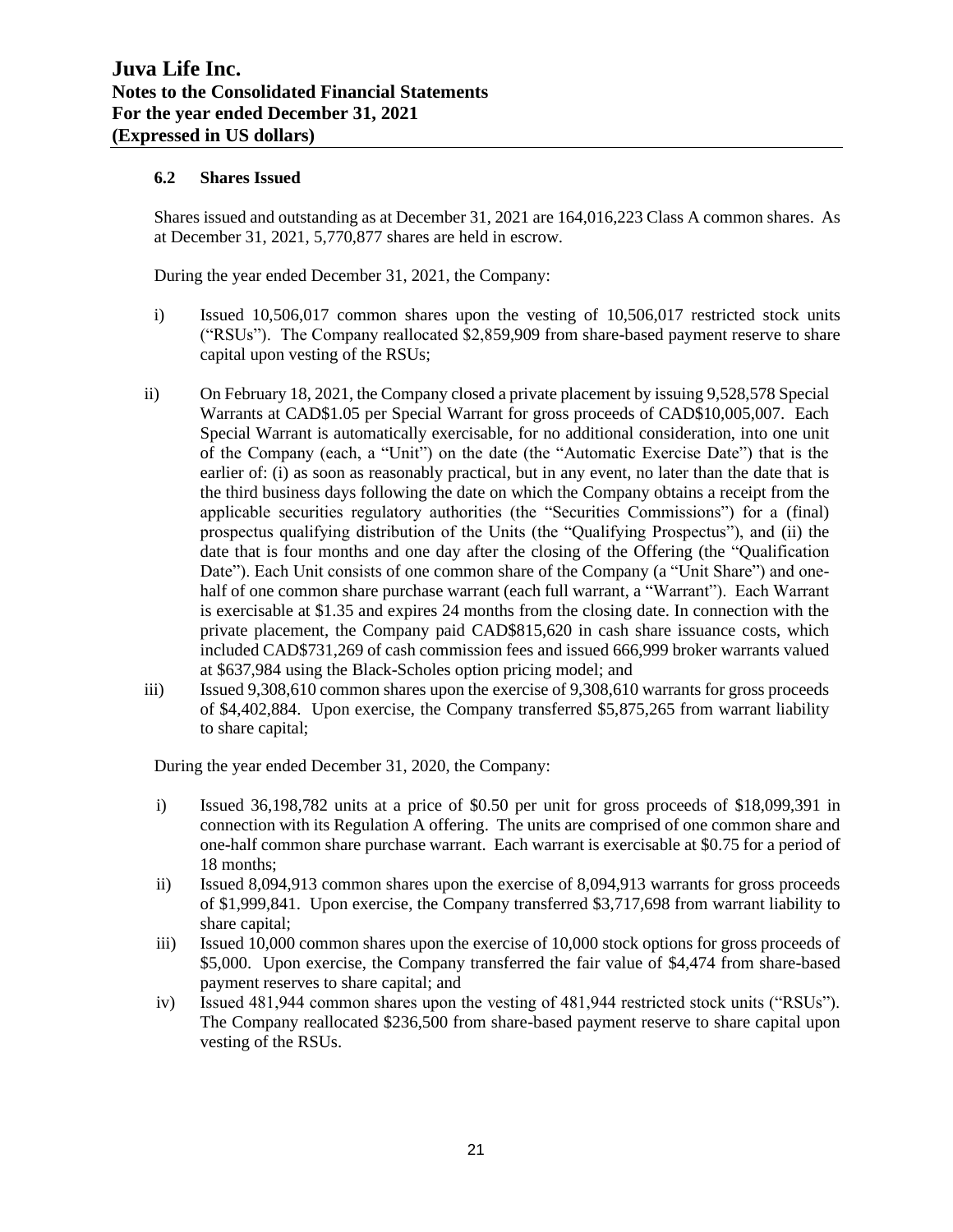### 6.2 Shares Issued

Shares issued and outstanding as at December 31, 2021 are 164,016,223 Class A common shares. As at December 31, 2021, 5,770,877 shares are held in escrow.

During the year ended December 31, 2021, the Company:

i) Issued 10,506,017 common shares upon the vesting of 10,506,017 restricted stock units ("RSUs"). The Company reallocated $2,859,909 from share-based payment reserve to share capital upon vesting of the RSUs;

ii) On February 18, 2021, the Company closed a private placement by issuing 9,528,578 Special Warrants at CAD$1.05 per Special Warrant for gross proceeds of CAD$10,005,007. Each Special Warrant is automatically exercisable, for no additional consideration, into one unit of the Company (each, a "Unit") on the date (the "Automatic Exercise Date") that is the earlier of: (i) as soon as reasonably practical, but in any event, no later than the date that is the third business days following the date on which the Company obtains a receipt from the applicable securities regulatory authorities (the "Securities Commissions") for a (final) prospectus qualifying distribution of the Units (the "Qualifying Prospectus"), and (ii) the date that is four months and one day after the closing of the Offering (the "Qualification Date"). Each Unit consists of one common share of the Company (a "Unit Share") and one-half of one common share purchase warrant (each full warrant, a "Warrant"). Each Warrant is exercisable at $1.35 and expires 24 months from the closing date. In connection with the private placement, the Company paid CAD$815,620 in cash share issuance costs, which included CAD$731,269 of cash commission fees and issued 666,999 broker warrants valued at $637,984 using the Black-Scholes option pricing model; and

iii) Issued 9,308,610 common shares upon the exercise of 9,308,610 warrants for gross proceeds of $4,402,884. Upon exercise, the Company transferred $5,875,265 from warrant liability to share capital;

During the year ended December 31, 2020, the Company:

i) Issued 36,198,782 units at a price of $0.50 per unit for gross proceeds of $18,099,391 in connection with its Regulation A offering. The units are comprised of one common share and one-half common share purchase warrant. Each warrant is exercisable at $0.75 for a period of 18 months;

ii) Issued 8,094,913 common shares upon the exercise of 8,094,913 warrants for gross proceeds of $1,999,841. Upon exercise, the Company transferred $3,717,698 from warrant liability to share capital;

iii) Issued 10,000 common shares upon the exercise of 10,000 stock options for gross proceeds of $5,000. Upon exercise, the Company transferred the fair value of $4,474 from share-based payment reserves to share capital; and

iv) Issued 481,944 common shares upon the vesting of 481,944 restricted stock units ("RSUs"). The Company reallocated $236,500 from share-based payment reserve to share capital upon vesting of the RSUs.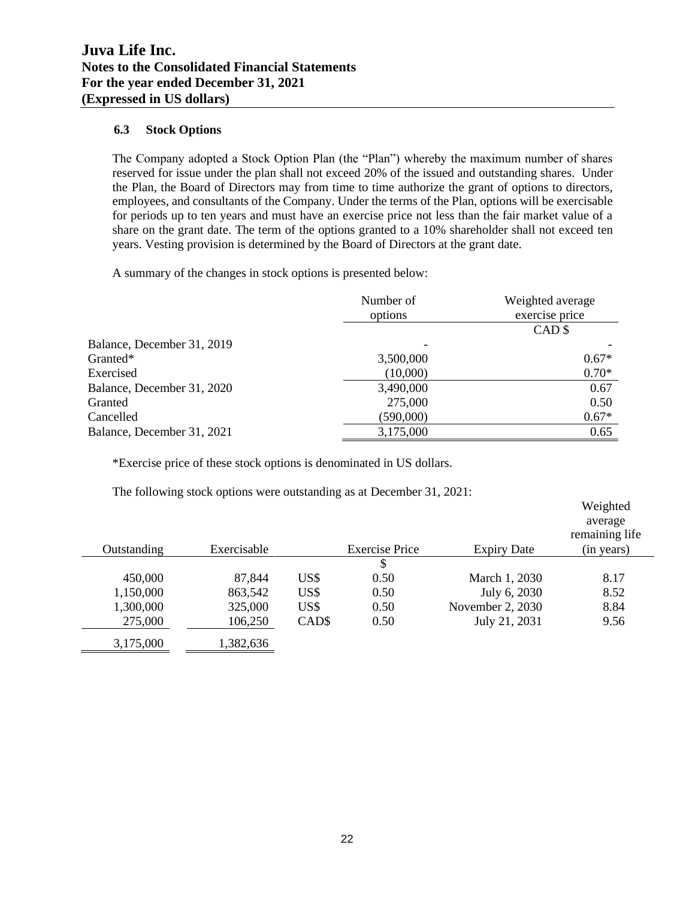# Juva Life Inc.
## Notes to the Consolidated Financial Statements
## For the year ended December 31, 2021
## (Expressed in US dollars)

### 6.3 Stock Options

The Company adopted a Stock Option Plan (the "Plan") whereby the maximum number of shares reserved for issue under the plan shall not exceed 20% of the issued and outstanding shares. Under the Plan, the Board of Directors may from time to time authorize the grant of options to directors, employees, and consultants of the Company. Under the terms of the Plan, options will be exercisable for periods up to ten years and must have an exercise price not less than the fair market value of a share on the grant date. The term of the options granted to a 10% shareholder shall not exceed ten years. Vesting provision is determined by the Board of Directors at the grant date.

A summary of the changes in stock options is presented below:

| | Number of options | Weighted average exercise price |
|---|---|---|
| | | CAD $ |
| Balance, December 31, 2019 | - | - |
| Granted* | 3,500,000 | 0.67* |
| Exercised | (10,000) | 0.70* |
| Balance, December 31, 2020 | 3,490,000 | 0.67 |
| Granted | 275,000 | 0.50 |
| Cancelled | (590,000) | 0.67* |
| Balance, December 31, 2021 | 3,175,000 | 0.65 |

*Exercise price of these stock options is denominated in US dollars.

The following stock options were outstanding as at December 31, 2021:

| Outstanding | Exercisable | | Exercise Price | Expiry Date | Weighted average remaining life (in years) |
|---|---|---|---|---|---|
| | | | $ | | |
| 450,000 | 87,844 | US$ | 0.50 | March 1, 2030 | 8.17 |
| 1,150,000 | 863,542 | US$ | 0.50 | July 6, 2030 | 8.52 |
| 1,300,000 | 325,000 | US$ | 0.50 | November 2, 2030 | 8.84 |
| 275,000 | 106,250 | CAD$ | 0.50 | July 21, 2031 | 9.56 |
| 3,175,000 | 1,382,636 | | | | |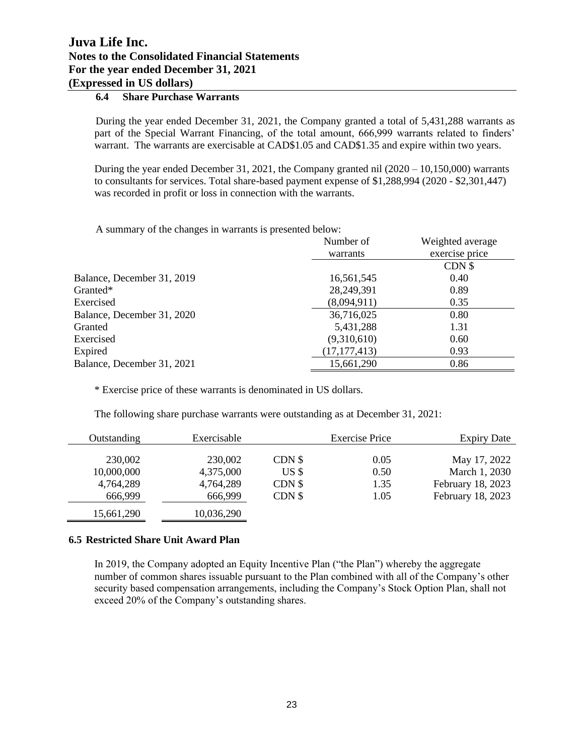### 6.4 Share Purchase Warrants

During the year ended December 31, 2021, the Company granted a total of 5,431,288 warrants as part of the Special Warrant Financing, of the total amount, 666,999 warrants related to finders' warrant. The warrants are exercisable at CAD$1.05 and CAD$1.35 and expire within two years.

During the year ended December 31, 2021, the Company granted nil (2020 – 10,150,000) warrants to consultants for services. Total share-based payment expense of $1,288,994 (2020 - $2,301,447) was recorded in profit or loss in connection with the warrants.

A summary of the changes in warrants is presented below:

| | Number of warrants | Weighted average exercise price |
|---|---|---|
| | | CDN $ |
| Balance, December 31, 2019 | 16,561,545 | 0.40 |
| Granted* | 28,249,391 | 0.89 |
| Exercised | (8,094,911) | 0.35 |
| Balance, December 31, 2020 | 36,716,025 | 0.80 |
| Granted | 5,431,288 | 1.31 |
| Exercised | (9,310,610) | 0.60 |
| Expired | (17,177,413) | 0.93 |
| Balance, December 31, 2021 | 15,661,290 | 0.86 |

* Exercise price of these warrants is denominated in US dollars.

The following share purchase warrants were outstanding as at December 31, 2021:

| Outstanding | Exercisable | | Exercise Price | Expiry Date |
|---|---|---|---|---|
| 230,002 | 230,002 | CDN $ | 0.05 | May 17, 2022 |
| 10,000,000 | 4,375,000 | US $ | 0.50 | March 1, 2030 |
| 4,764,289 | 4,764,289 | CDN $ | 1.35 | February 18, 2023 |
| 666,999 | 666,999 | CDN $ | 1.05 | February 18, 2023 |
| 15,661,290 | 10,036,290 | | | |

### 6.5 Restricted Share Unit Award Plan

In 2019, the Company adopted an Equity Incentive Plan ("the Plan") whereby the aggregate number of common shares issuable pursuant to the Plan combined with all of the Company's other security based compensation arrangements, including the Company's Stock Option Plan, shall not exceed 20% of the Company's outstanding shares.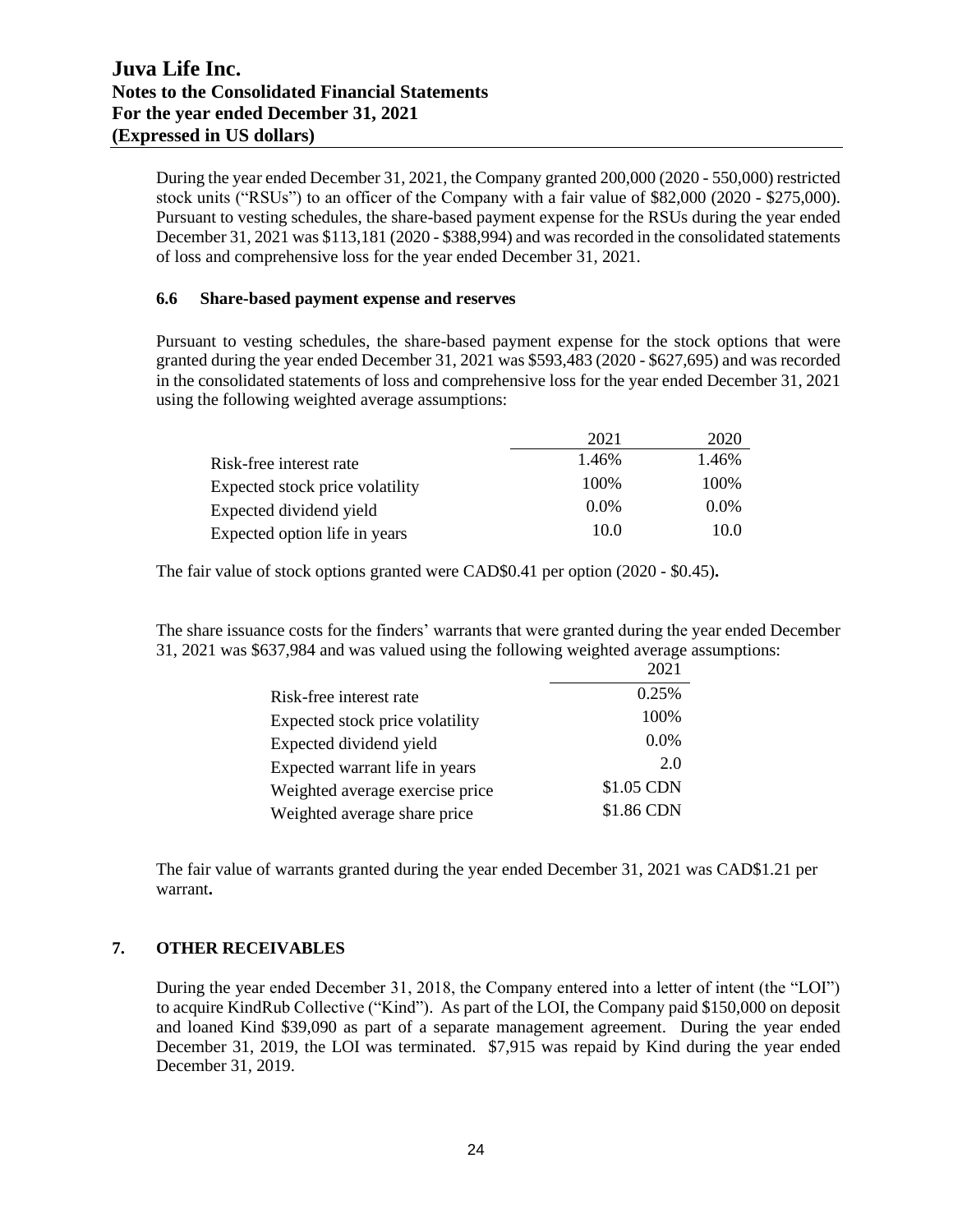During the year ended December 31, 2021, the Company granted 200,000 (2020 - 550,000) restricted stock units ("RSUs") to an officer of the Company with a fair value of \$82,000 (2020 - \$275,000). Pursuant to vesting schedules, the share-based payment expense for the RSUs during the year ended December 31, 2021 was \$113,181 (2020 - \$388,994) and was recorded in the consolidated statements of loss and comprehensive loss for the year ended December 31, 2021.

### 6.6 Share-based payment expense and reserves

Pursuant to vesting schedules, the share-based payment expense for the stock options that were granted during the year ended December 31, 2021 was \$593,483 (2020 - \$627,695) and was recorded in the consolidated statements of loss and comprehensive loss for the year ended December 31, 2021 using the following weighted average assumptions:

| | 2021 | 2020 |
|---|---|---|
| Risk-free interest rate | 1.46% | 1.46% |
| Expected stock price volatility | 100% | 100% |
| Expected dividend yield | 0.0% | 0.0% |
| Expected option life in years | 10.0 | 10.0 |

The fair value of stock options granted were CAD\$0.41 per option (2020 - \$0.45)**.**

The share issuance costs for the finders' warrants that were granted during the year ended December 31, 2021 was \$637,984 and was valued using the following weighted average assumptions:

| | 2021 |
|---|---|
| Risk-free interest rate | 0.25% |
| Expected stock price volatility | 100% |
| Expected dividend yield | 0.0% |
| Expected warrant life in years | 2.0 |
| Weighted average exercise price | \$1.05 CDN |
| Weighted average share price | \$1.86 CDN |

The fair value of warrants granted during the year ended December 31, 2021 was CAD\$1.21 per warrant**.**

## 7. OTHER RECEIVABLES

During the year ended December 31, 2018, the Company entered into a letter of intent (the "LOI") to acquire KindRub Collective ("Kind"). As part of the LOI, the Company paid \$150,000 on deposit and loaned Kind \$39,090 as part of a separate management agreement. During the year ended December 31, 2019, the LOI was terminated. \$7,915 was repaid by Kind during the year ended December 31, 2019.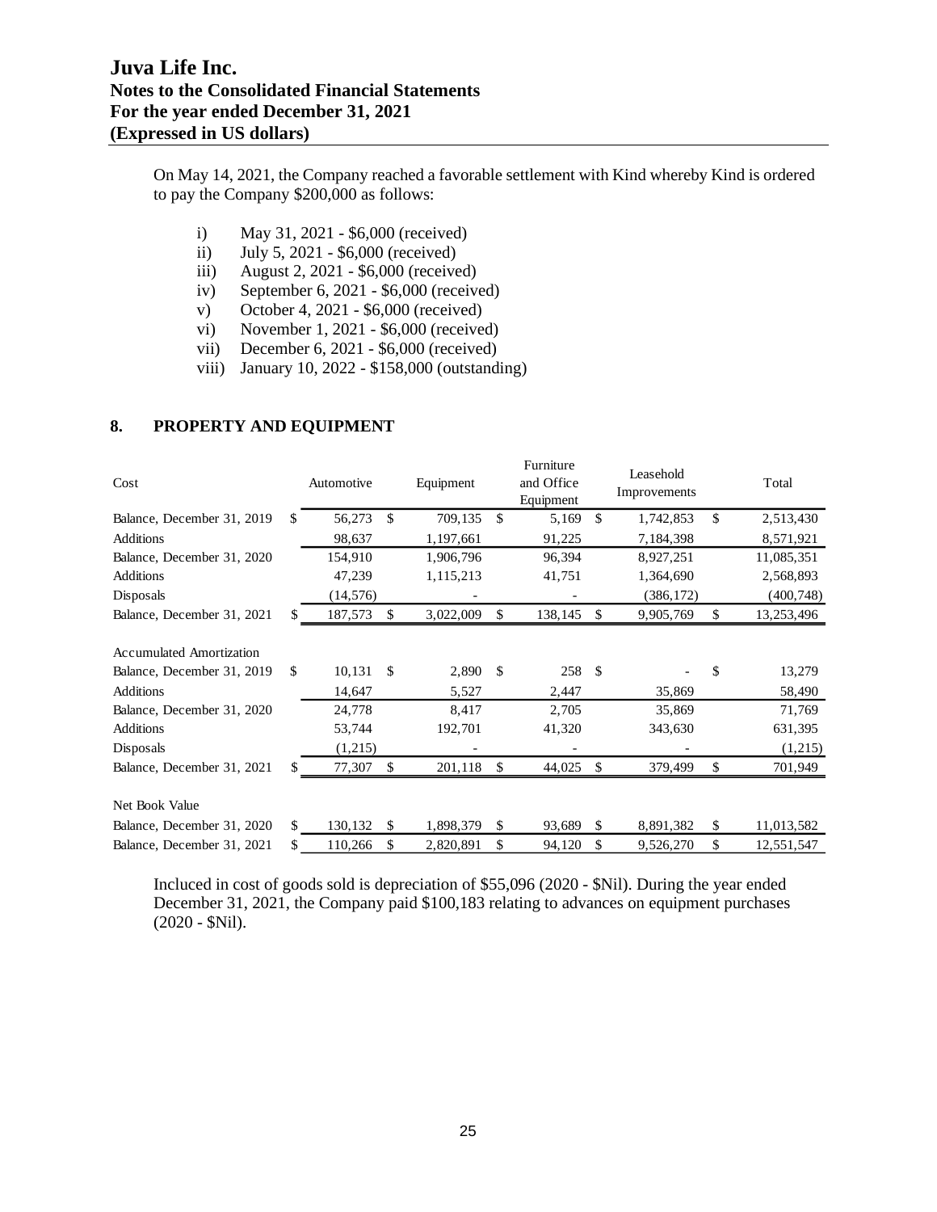On May 14, 2021, the Company reached a favorable settlement with Kind whereby Kind is ordered to pay the Company $200,000 as follows:

i) May 31, 2021 - $6,000 (received)
ii) July 5, 2021 - $6,000 (received)
iii) August 2, 2021 - $6,000 (received)
iv) September 6, 2021 - $6,000 (received)
v) October 4, 2021 - $6,000 (received)
vi) November 1, 2021 - $6,000 (received)
vii) December 6, 2021 - $6,000 (received)
viii) January 10, 2022 - $158,000 (outstanding)

## 8. PROPERTY AND EQUIPMENT

| Cost | Automotive | Equipment | Furniture and Office Equipment | Leasehold Improvements | Total |
|---|---|---|---|---|---|
| Balance, December 31, 2019 | $ 56,273 | $ 709,135 | $ 5,169 | $ 1,742,853 | $ 2,513,430 |
| Additions | 98,637 | 1,197,661 | 91,225 | 7,184,398 | 8,571,921 |
| Balance, December 31, 2020 | 154,910 | 1,906,796 | 96,394 | 8,927,251 | 11,085,351 |
| Additions | 47,239 | 1,115,213 | 41,751 | 1,364,690 | 2,568,893 |
| Disposals | (14,576) | - | - | (386,172) | (400,748) |
| Balance, December 31, 2021 | $ 187,573 | $ 3,022,009 | $ 138,145 | $ 9,905,769 | $ 13,253,496 |
| | | | | | |
| **Accumulated Amortization** | | | | | |
| Balance, December 31, 2019 | $ 10,131 | $ 2,890 | $ 258 | $ - | $ 13,279 |
| Additions | 14,647 | 5,527 | 2,447 | 35,869 | 58,490 |
| Balance, December 31, 2020 | 24,778 | 8,417 | 2,705 | 35,869 | 71,769 |
| Additions | 53,744 | 192,701 | 41,320 | 343,630 | 631,395 |
| Disposals | (1,215) | - | - | - | (1,215) |
| Balance, December 31, 2021 | $ 77,307 | $ 201,118 | $ 44,025 | $ 379,499 | $ 701,949 |
| | | | | | |
| **Net Book Value** | | | | | |
| Balance, December 31, 2020 | $ 130,132 | $ 1,898,379 | $ 93,689 | $ 8,891,382 | $ 11,013,582 |
| Balance, December 31, 2021 | $ 110,266 | $ 2,820,891 | $ 94,120 | $ 9,526,270 | $ 12,551,547 |

Incluced in cost of goods sold is depreciation of $55,096 (2020 - $Nil). During the year ended December 31, 2021, the Company paid $100,183 relating to advances on equipment purchases (2020 - $Nil).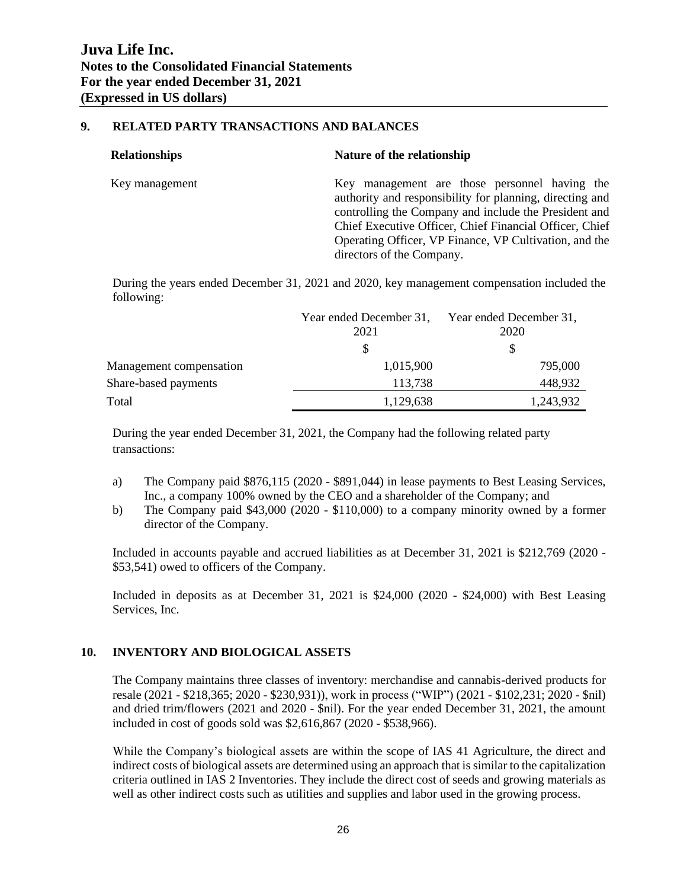## 9. RELATED PARTY TRANSACTIONS AND BALANCES

| Relationships | Nature of the relationship |
| --- | --- |
| Key management | Key management are those personnel having the authority and responsibility for planning, directing and controlling the Company and include the President and Chief Executive Officer, Chief Financial Officer, Chief Operating Officer, VP Finance, VP Cultivation, and the directors of the Company. |

During the years ended December 31, 2021 and 2020, key management compensation included the following:

| | Year ended December 31, 2021 | Year ended December 31, 2020 |
| --- | --- | --- |
| | $ | $ |
| Management compensation | 1,015,900 | 795,000 |
| Share-based payments | 113,738 | 448,932 |
| Total | 1,129,638 | 1,243,932 |

During the year ended December 31, 2021, the Company had the following related party transactions:

a) The Company paid $876,115 (2020 - $891,044) in lease payments to Best Leasing Services, Inc., a company 100% owned by the CEO and a shareholder of the Company; and

b) The Company paid $43,000 (2020 - $110,000) to a company minority owned by a former director of the Company.

Included in accounts payable and accrued liabilities as at December 31, 2021 is $212,769 (2020 - $53,541) owed to officers of the Company.

Included in deposits as at December 31, 2021 is $24,000 (2020 - $24,000) with Best Leasing Services, Inc.

## 10. INVENTORY AND BIOLOGICAL ASSETS

The Company maintains three classes of inventory: merchandise and cannabis-derived products for resale (2021 - $218,365; 2020 - $230,931)), work in process ("WIP") (2021 - $102,231; 2020 - $nil) and dried trim/flowers (2021 and 2020 - $nil). For the year ended December 31, 2021, the amount included in cost of goods sold was $2,616,867 (2020 - $538,966).

While the Company's biological assets are within the scope of IAS 41 Agriculture, the direct and indirect costs of biological assets are determined using an approach that is similar to the capitalization criteria outlined in IAS 2 Inventories. They include the direct cost of seeds and growing materials as well as other indirect costs such as utilities and supplies and labor used in the growing process.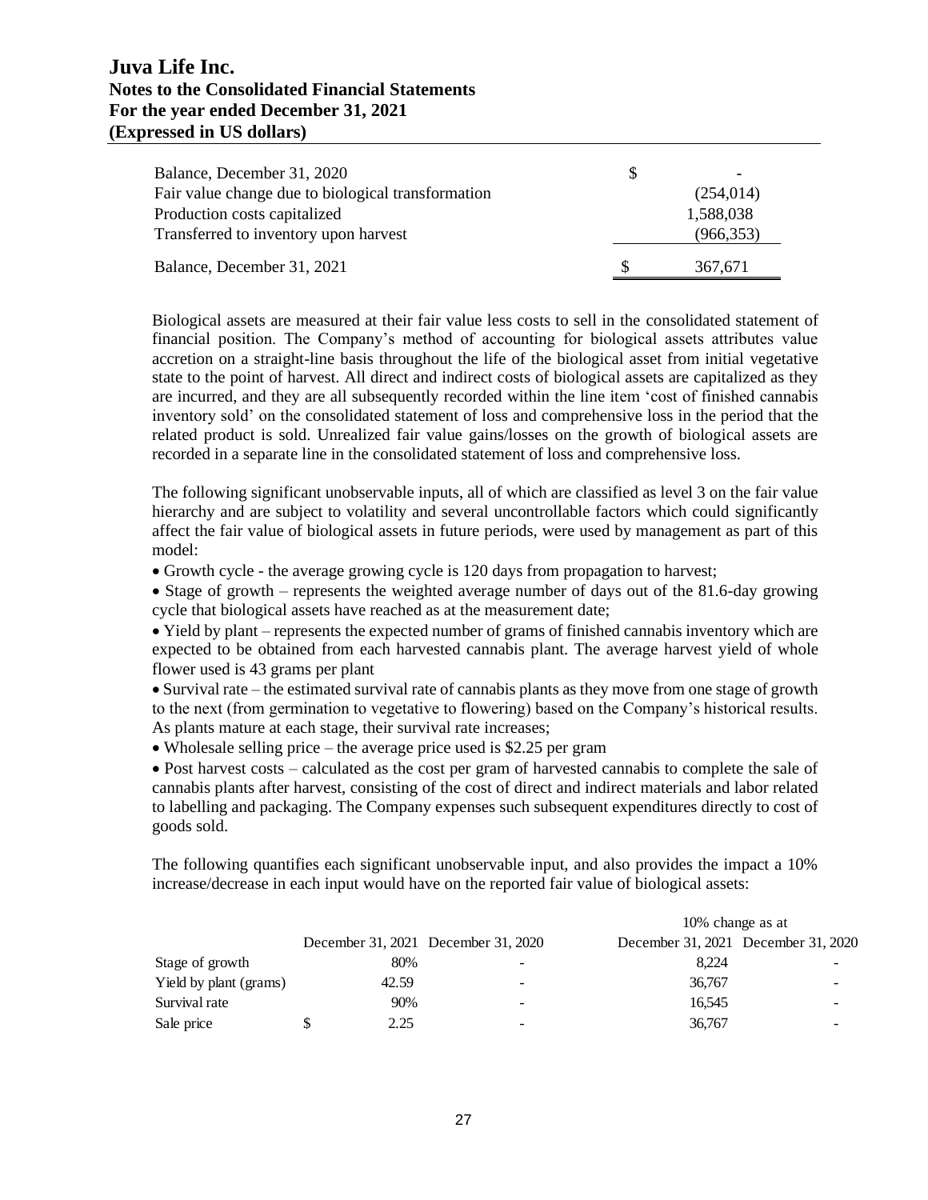| | |
|---|---|
| Balance, December 31, 2020 | $ - |
| Fair value change due to biological transformation | (254,014) |
| Production costs capitalized | 1,588,038 |
| Transferred to inventory upon harvest | (966,353) |
| Balance, December 31, 2021 | $ 367,671 |

Biological assets are measured at their fair value less costs to sell in the consolidated statement of financial position. The Company's method of accounting for biological assets attributes value accretion on a straight-line basis throughout the life of the biological asset from initial vegetative state to the point of harvest. All direct and indirect costs of biological assets are capitalized as they are incurred, and they are all subsequently recorded within the line item 'cost of finished cannabis inventory sold' on the consolidated statement of loss and comprehensive loss in the period that the related product is sold. Unrealized fair value gains/losses on the growth of biological assets are recorded in a separate line in the consolidated statement of loss and comprehensive loss.

The following significant unobservable inputs, all of which are classified as level 3 on the fair value hierarchy and are subject to volatility and several uncontrollable factors which could significantly affect the fair value of biological assets in future periods, were used by management as part of this model:

- Growth cycle - the average growing cycle is 120 days from propagation to harvest;
- Stage of growth – represents the weighted average number of days out of the 81.6-day growing cycle that biological assets have reached as at the measurement date;
- Yield by plant – represents the expected number of grams of finished cannabis inventory which are expected to be obtained from each harvested cannabis plant. The average harvest yield of whole flower used is 43 grams per plant
- Survival rate – the estimated survival rate of cannabis plants as they move from one stage of growth to the next (from germination to vegetative to flowering) based on the Company's historical results. As plants mature at each stage, their survival rate increases;
- Wholesale selling price – the average price used is $2.25 per gram
- Post harvest costs – calculated as the cost per gram of harvested cannabis to complete the sale of cannabis plants after harvest, consisting of the cost of direct and indirect materials and labor related to labelling and packaging. The Company expenses such subsequent expenditures directly to cost of goods sold.

The following quantifies each significant unobservable input, and also provides the impact a 10% increase/decrease in each input would have on the reported fair value of biological assets:

| | | | 10% change as at | |
|---|---|---|---|---|
| | December 31, 2021 | December 31, 2020 | December 31, 2021 | December 31, 2020 |
| Stage of growth | 80% | - | 8,224 | - |
| Yield by plant (grams) | 42.59 | - | 36,767 | - |
| Survival rate | 90% | - | 16,545 | - |
| Sale price | $ 2.25 | - | 36,767 | - |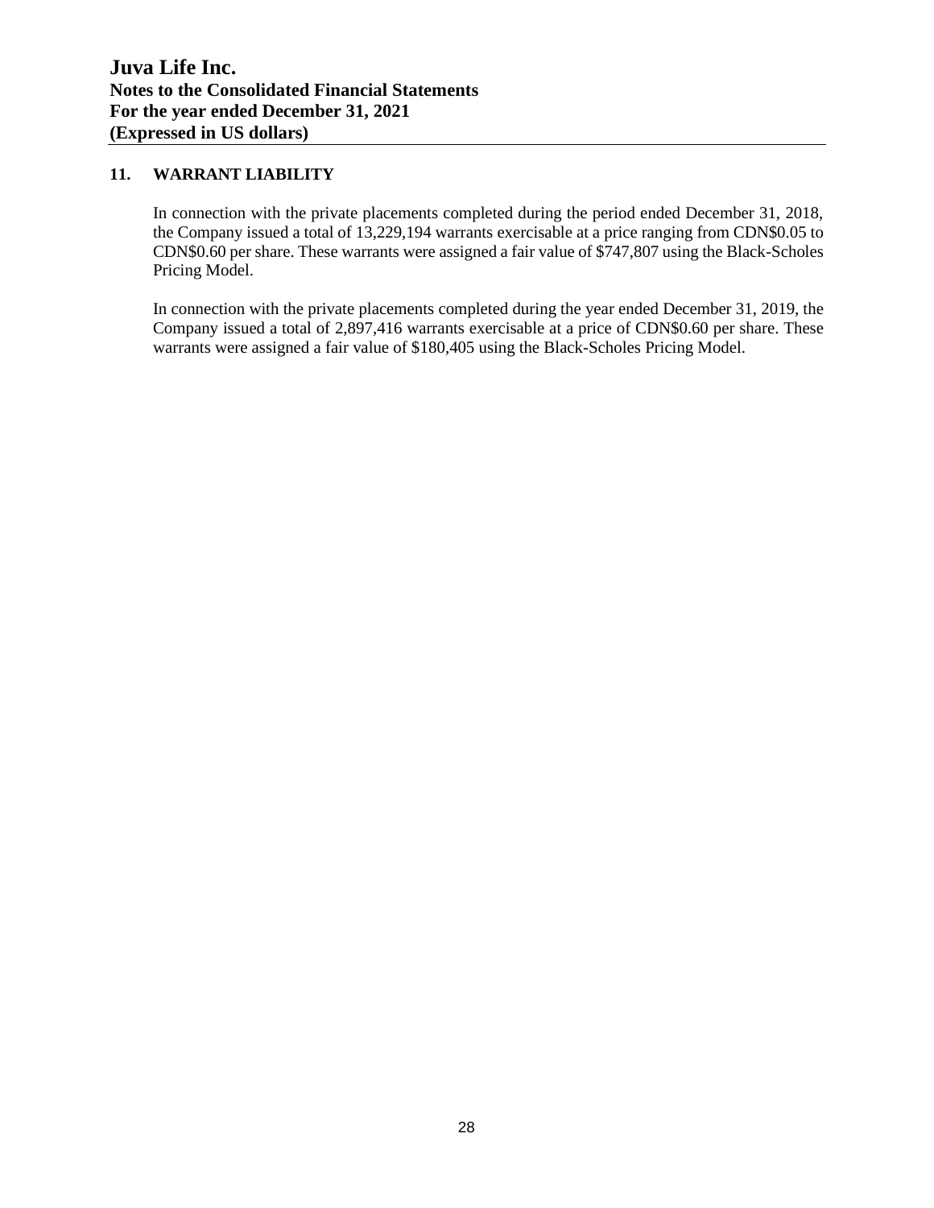## 11. WARRANT LIABILITY

In connection with the private placements completed during the period ended December 31, 2018, the Company issued a total of 13,229,194 warrants exercisable at a price ranging from CDN$0.05 to CDN$0.60 per share. These warrants were assigned a fair value of $747,807 using the Black-Scholes Pricing Model.

In connection with the private placements completed during the year ended December 31, 2019, the Company issued a total of 2,897,416 warrants exercisable at a price of CDN$0.60 per share. These warrants were assigned a fair value of $180,405 using the Black-Scholes Pricing Model.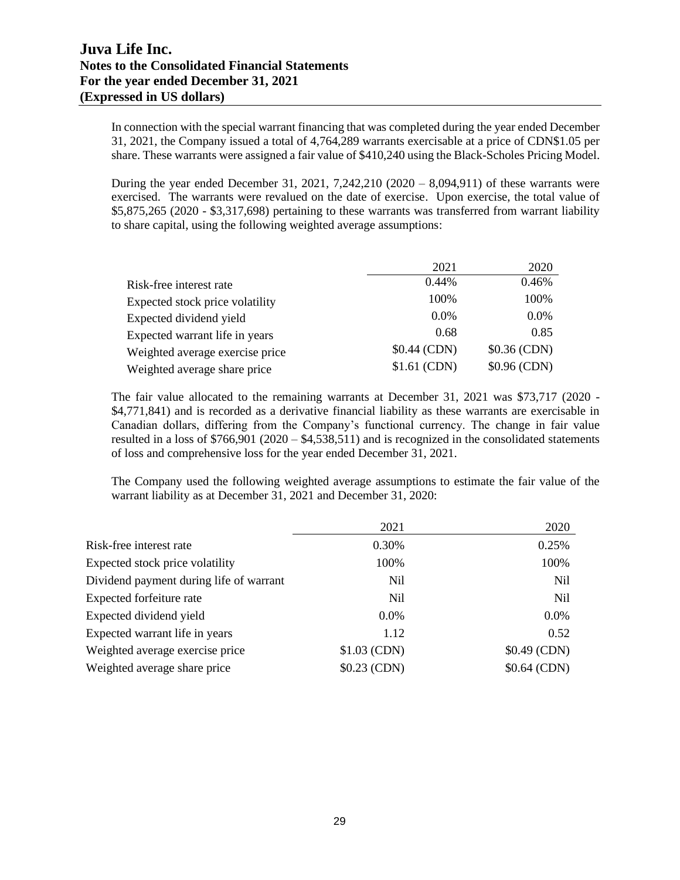In connection with the special warrant financing that was completed during the year ended December 31, 2021, the Company issued a total of 4,764,289 warrants exercisable at a price of CDN$1.05 per share. These warrants were assigned a fair value of $410,240 using the Black-Scholes Pricing Model.

During the year ended December 31, 2021, 7,242,210 (2020 – 8,094,911) of these warrants were exercised. The warrants were revalued on the date of exercise. Upon exercise, the total value of $5,875,265 (2020 - $3,317,698) pertaining to these warrants was transferred from warrant liability to share capital, using the following weighted average assumptions:

| | 2021 | 2020 |
|---|---|---|
| Risk-free interest rate | 0.44% | 0.46% |
| Expected stock price volatility | 100% | 100% |
| Expected dividend yield | 0.0% | 0.0% |
| Expected warrant life in years | 0.68 | 0.85 |
| Weighted average exercise price | $0.44 (CDN) | $0.36 (CDN) |
| Weighted average share price | $1.61 (CDN) | $0.96 (CDN) |

The fair value allocated to the remaining warrants at December 31, 2021 was $73,717 (2020 - $4,771,841) and is recorded as a derivative financial liability as these warrants are exercisable in Canadian dollars, differing from the Company's functional currency. The change in fair value resulted in a loss of $766,901 (2020 – $4,538,511) and is recognized in the consolidated statements of loss and comprehensive loss for the year ended December 31, 2021.

The Company used the following weighted average assumptions to estimate the fair value of the warrant liability as at December 31, 2021 and December 31, 2020:

| | 2021 | 2020 |
|---|---|---|
| Risk-free interest rate | 0.30% | 0.25% |
| Expected stock price volatility | 100% | 100% |
| Dividend payment during life of warrant | Nil | Nil |
| Expected forfeiture rate | Nil | Nil |
| Expected dividend yield | 0.0% | 0.0% |
| Expected warrant life in years | 1.12 | 0.52 |
| Weighted average exercise price | $1.03 (CDN) | $0.49 (CDN) |
| Weighted average share price | $0.23 (CDN) | $0.64 (CDN) |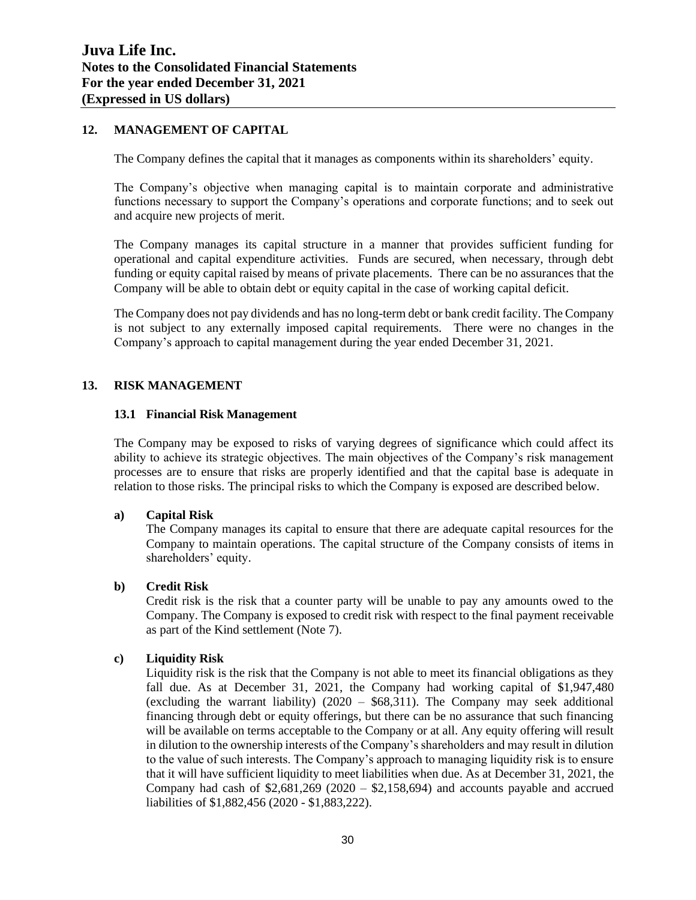## 12. MANAGEMENT OF CAPITAL

The Company defines the capital that it manages as components within its shareholders' equity.

The Company's objective when managing capital is to maintain corporate and administrative functions necessary to support the Company's operations and corporate functions; and to seek out and acquire new projects of merit.

The Company manages its capital structure in a manner that provides sufficient funding for operational and capital expenditure activities. Funds are secured, when necessary, through debt funding or equity capital raised by means of private placements. There can be no assurances that the Company will be able to obtain debt or equity capital in the case of working capital deficit.

The Company does not pay dividends and has no long-term debt or bank credit facility. The Company is not subject to any externally imposed capital requirements. There were no changes in the Company's approach to capital management during the year ended December 31, 2021.

## 13. RISK MANAGEMENT

### 13.1 Financial Risk Management

The Company may be exposed to risks of varying degrees of significance which could affect its ability to achieve its strategic objectives. The main objectives of the Company's risk management processes are to ensure that risks are properly identified and that the capital base is adequate in relation to those risks. The principal risks to which the Company is exposed are described below.

**a) Capital Risk**

The Company manages its capital to ensure that there are adequate capital resources for the Company to maintain operations. The capital structure of the Company consists of items in shareholders' equity.

**b) Credit Risk**

Credit risk is the risk that a counter party will be unable to pay any amounts owed to the Company. The Company is exposed to credit risk with respect to the final payment receivable as part of the Kind settlement (Note 7).

**c) Liquidity Risk**

Liquidity risk is the risk that the Company is not able to meet its financial obligations as they fall due. As at December 31, 2021, the Company had working capital of $1,947,480 (excluding the warrant liability) (2020 – $68,311). The Company may seek additional financing through debt or equity offerings, but there can be no assurance that such financing will be available on terms acceptable to the Company or at all. Any equity offering will result in dilution to the ownership interests of the Company's shareholders and may result in dilution to the value of such interests. The Company's approach to managing liquidity risk is to ensure that it will have sufficient liquidity to meet liabilities when due. As at December 31, 2021, the Company had cash of $2,681,269 (2020 – $2,158,694) and accounts payable and accrued liabilities of $1,882,456 (2020 - $1,883,222).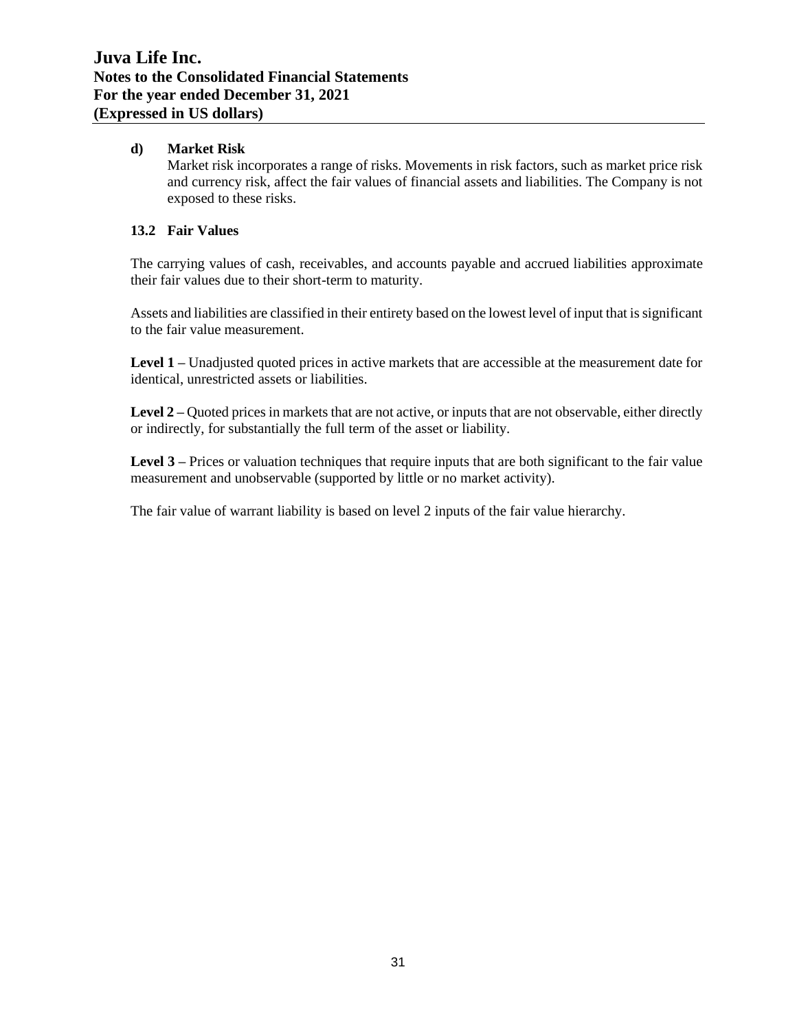**d) Market Risk**

Market risk incorporates a range of risks. Movements in risk factors, such as market price risk and currency risk, affect the fair values of financial assets and liabilities. The Company is not exposed to these risks.

### 13.2 Fair Values

The carrying values of cash, receivables, and accounts payable and accrued liabilities approximate their fair values due to their short-term to maturity.

Assets and liabilities are classified in their entirety based on the lowest level of input that is significant to the fair value measurement.

**Level 1 –** Unadjusted quoted prices in active markets that are accessible at the measurement date for identical, unrestricted assets or liabilities.

**Level 2 –** Quoted prices in markets that are not active, or inputs that are not observable, either directly or indirectly, for substantially the full term of the asset or liability.

**Level 3 –** Prices or valuation techniques that require inputs that are both significant to the fair value measurement and unobservable (supported by little or no market activity).

The fair value of warrant liability is based on level 2 inputs of the fair value hierarchy.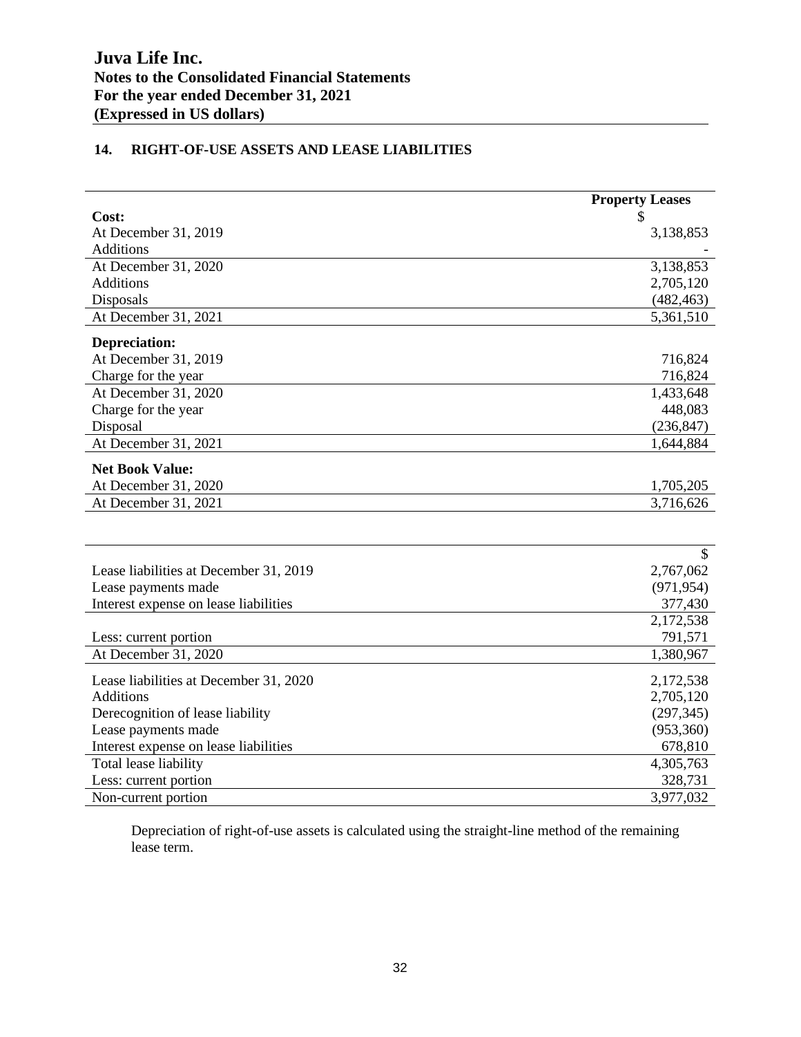## 14. RIGHT-OF-USE ASSETS AND LEASE LIABILITIES

| | Property Leases |
|---|---|
| **Cost:** | $ |
| At December 31, 2019 | 3,138,853 |
| Additions | - |
| At December 31, 2020 | 3,138,853 |
| Additions | 2,705,120 |
| Disposals | (482,463) |
| At December 31, 2021 | 5,361,510 |
| **Depreciation:** | |
| At December 31, 2019 | 716,824 |
| Charge for the year | 716,824 |
| At December 31, 2020 | 1,433,648 |
| Charge for the year | 448,083 |
| Disposal | (236,847) |
| At December 31, 2021 | 1,644,884 |
| **Net Book Value:** | |
| At December 31, 2020 | 1,705,205 |
| At December 31, 2021 | 3,716,626 |

| | $ |
|---|---|
| Lease liabilities at December 31, 2019 | 2,767,062 |
| Lease payments made | (971,954) |
| Interest expense on lease liabilities | 377,430 |
| | 2,172,538 |
| Less: current portion | 791,571 |
| At December 31, 2020 | 1,380,967 |
| Lease liabilities at December 31, 2020 | 2,172,538 |
| Additions | 2,705,120 |
| Derecognition of lease liability | (297,345) |
| Lease payments made | (953,360) |
| Interest expense on lease liabilities | 678,810 |
| Total lease liability | 4,305,763 |
| Less: current portion | 328,731 |
| Non-current portion | 3,977,032 |

Depreciation of right-of-use assets is calculated using the straight-line method of the remaining lease term.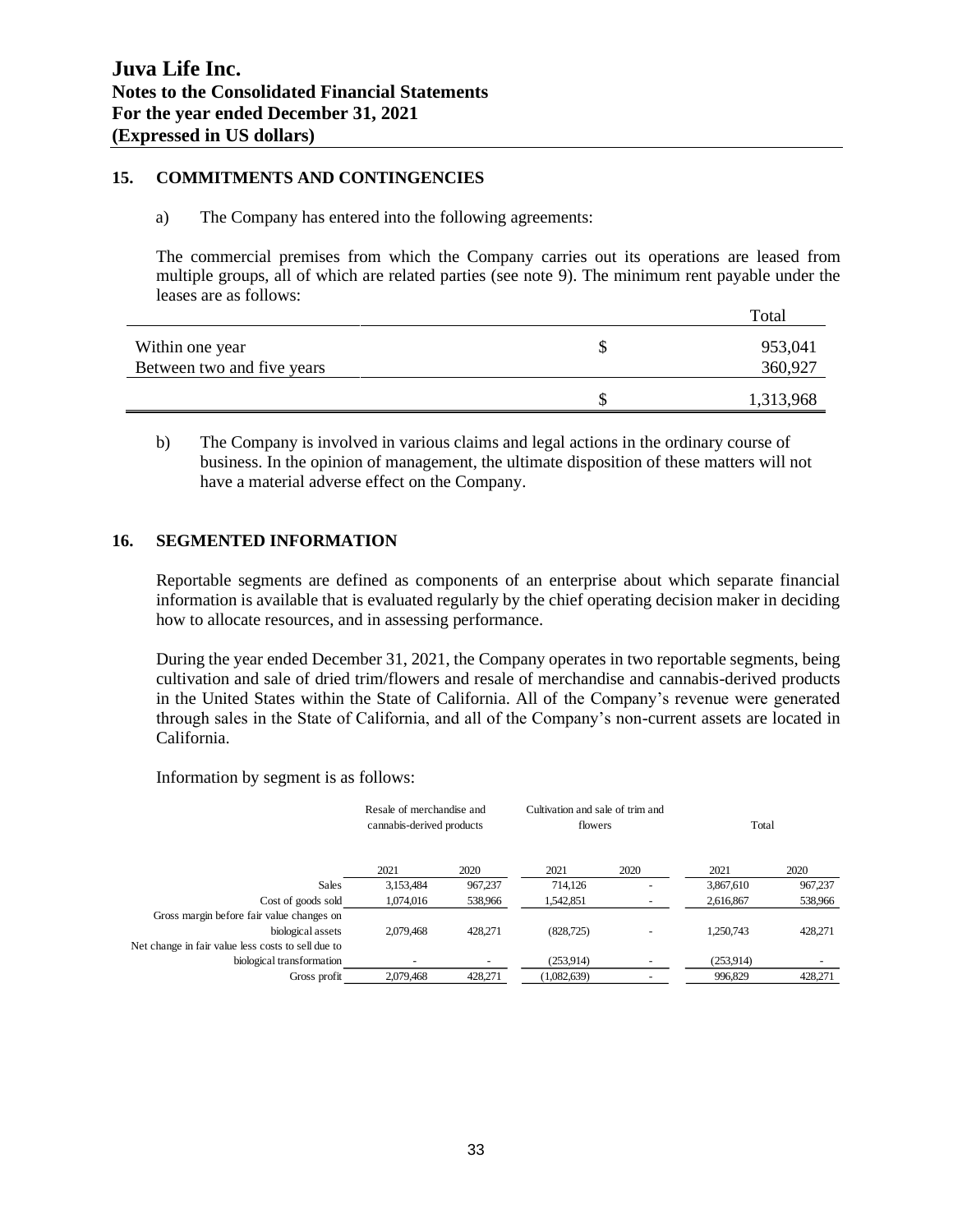# Juva Life Inc.
## Notes to the Consolidated Financial Statements
## For the year ended December 31, 2021
## (Expressed in US dollars)

### 15. COMMITMENTS AND CONTINGENCIES

a) The Company has entered into the following agreements:

The commercial premises from which the Company carries out its operations are leased from multiple groups, all of which are related parties (see note 9). The minimum rent payable under the leases are as follows:

| | | Total |
|---|---|---|
| Within one year | $ | 953,041 |
| Between two and five years | | 360,927 |
| | $ | 1,313,968 |

b) The Company is involved in various claims and legal actions in the ordinary course of business. In the opinion of management, the ultimate disposition of these matters will not have a material adverse effect on the Company.

### 16. SEGMENTED INFORMATION

Reportable segments are defined as components of an enterprise about which separate financial information is available that is evaluated regularly by the chief operating decision maker in deciding how to allocate resources, and in assessing performance.

During the year ended December 31, 2021, the Company operates in two reportable segments, being cultivation and sale of dried trim/flowers and resale of merchandise and cannabis-derived products in the United States within the State of California. All of the Company's revenue were generated through sales in the State of California, and all of the Company's non-current assets are located in California.

Information by segment is as follows:

| | Resale of merchandise and cannabis-derived products | | Cultivation and sale of trim and flowers | | Total | |
|---|---|---|---|---|---|---|
| | 2021 | 2020 | 2021 | 2020 | 2021 | 2020 |
| Sales | 3,153,484 | 967,237 | 714,126 | - | 3,867,610 | 967,237 |
| Cost of goods sold | 1,074,016 | 538,966 | 1,542,851 | - | 2,616,867 | 538,966 |
| Gross margin before fair value changes on biological assets | 2,079,468 | 428,271 | (828,725) | - | 1,250,743 | 428,271 |
| Net change in fair value less costs to sell due to biological transformation | - | - | (253,914) | - | (253,914) | - |
| Gross profit | 2,079,468 | 428,271 | (1,082,639) | - | 996,829 | 428,271 |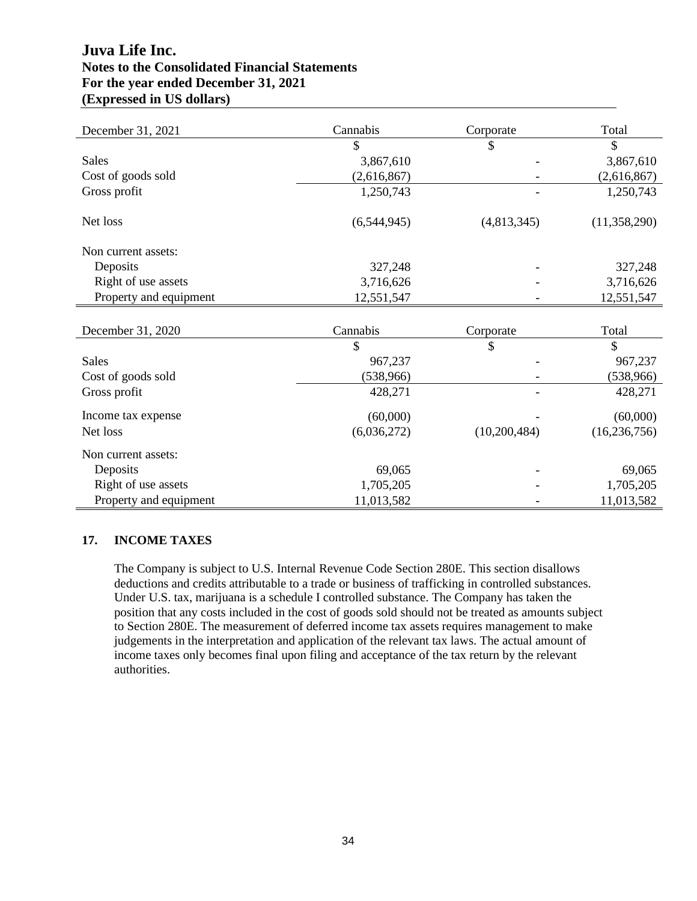# Juva Life Inc.
## Notes to the Consolidated Financial Statements
## For the year ended December 31, 2021
## (Expressed in US dollars)

| December 31, 2021 | Cannabis | Corporate | Total |
|---|---|---|---|
| | $ | $ | $ |
| Sales | 3,867,610 | - | 3,867,610 |
| Cost of goods sold | (2,616,867) | - | (2,616,867) |
| Gross profit | 1,250,743 | - | 1,250,743 |
| Net loss | (6,544,945) | (4,813,345) | (11,358,290) |
| Non current assets: | | | |
| Deposits | 327,248 | - | 327,248 |
| Right of use assets | 3,716,626 | - | 3,716,626 |
| Property and equipment | 12,551,547 | - | 12,551,547 |

| December 31, 2020 | Cannabis | Corporate | Total |
|---|---|---|---|
| | $ | $ | $ |
| Sales | 967,237 | - | 967,237 |
| Cost of goods sold | (538,966) | - | (538,966) |
| Gross profit | 428,271 | - | 428,271 |
| Income tax expense | (60,000) | - | (60,000) |
| Net loss | (6,036,272) | (10,200,484) | (16,236,756) |
| Non current assets: | | | |
| Deposits | 69,065 | - | 69,065 |
| Right of use assets | 1,705,205 | - | 1,705,205 |
| Property and equipment | 11,013,582 | - | 11,013,582 |

### 17. INCOME TAXES

The Company is subject to U.S. Internal Revenue Code Section 280E. This section disallows deductions and credits attributable to a trade or business of trafficking in controlled substances. Under U.S. tax, marijuana is a schedule I controlled substance. The Company has taken the position that any costs included in the cost of goods sold should not be treated as amounts subject to Section 280E. The measurement of deferred income tax assets requires management to make judgements in the interpretation and application of the relevant tax laws. The actual amount of income taxes only becomes final upon filing and acceptance of the tax return by the relevant authorities.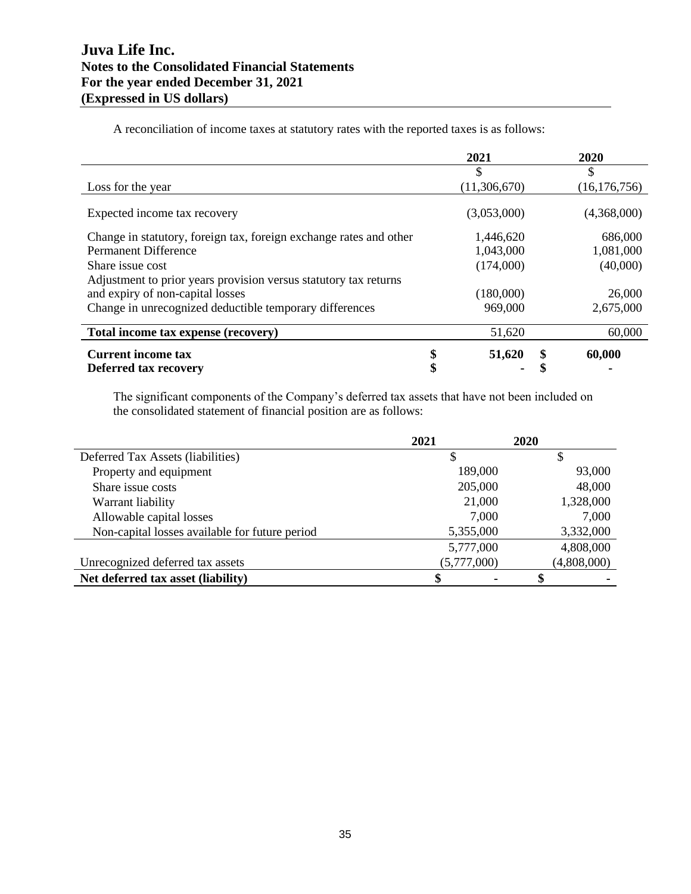# Juva Life Inc.
## Notes to the Consolidated Financial Statements
## For the year ended December 31, 2021
## (Expressed in US dollars)

A reconciliation of income taxes at statutory rates with the reported taxes is as follows:

| | 2021 | 2020 |
|---|---|---|
| | $ | $ |
| Loss for the year | (11,306,670) | (16,176,756) |
| Expected income tax recovery | (3,053,000) | (4,368,000) |
| Change in statutory, foreign tax, foreign exchange rates and other | 1,446,620 | 686,000 |
| Permanent Difference | 1,043,000 | 1,081,000 |
| Share issue cost | (174,000) | (40,000) |
| Adjustment to prior years provision versus statutory tax returns and expiry of non-capital losses | (180,000) | 26,000 |
| Change in unrecognized deductible temporary differences | 969,000 | 2,675,000 |
| **Total income tax expense (recovery)** | 51,620 | 60,000 |
| **Current income tax** | **$ 51,620** | **$ 60,000** |
| **Deferred tax recovery** | **$ -** | **$ -** |

The significant components of the Company's deferred tax assets that have not been included on the consolidated statement of financial position are as follows:

| | 2021 | 2020 |
|---|---|---|
| Deferred Tax Assets (liabilities) | $ | $ |
| Property and equipment | 189,000 | 93,000 |
| Share issue costs | 205,000 | 48,000 |
| Warrant liability | 21,000 | 1,328,000 |
| Allowable capital losses | 7,000 | 7,000 |
| Non-capital losses available for future period | 5,355,000 | 3,332,000 |
| | 5,777,000 | 4,808,000 |
| Unrecognized deferred tax assets | (5,777,000) | (4,808,000) |
| **Net deferred tax asset (liability)** | **$ -** | **$ -** |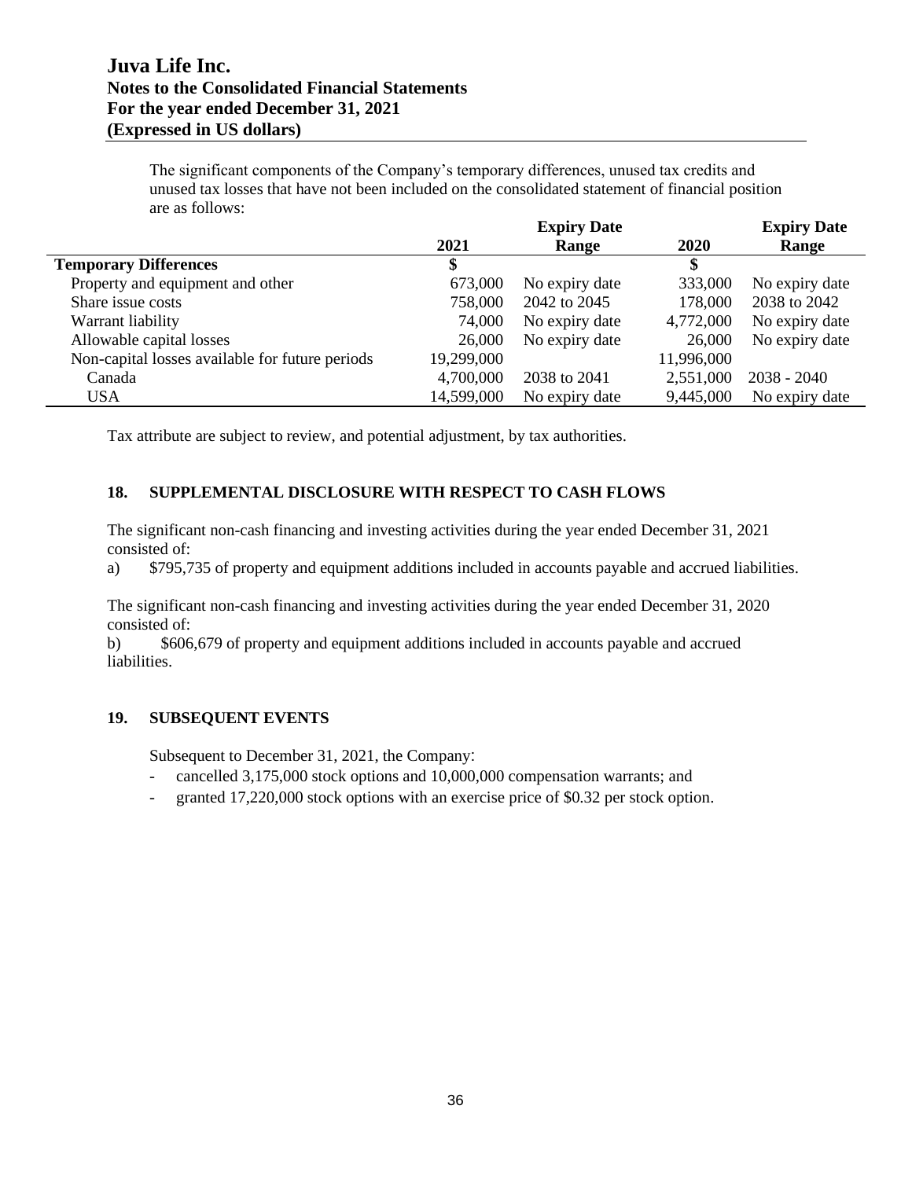The significant components of the Company's temporary differences, unused tax credits and unused tax losses that have not been included on the consolidated statement of financial position are as follows:

| | 2021 | Expiry Date Range | 2020 | Expiry Date Range |
|---|---|---|---|---|
| **Temporary Differences** | $ | | $ | |
| Property and equipment and other | 673,000 | No expiry date | 333,000 | No expiry date |
| Share issue costs | 758,000 | 2042 to 2045 | 178,000 | 2038 to 2042 |
| Warrant liability | 74,000 | No expiry date | 4,772,000 | No expiry date |
| Allowable capital losses | 26,000 | No expiry date | 26,000 | No expiry date |
| Non-capital losses available for future periods | 19,299,000 | | 11,996,000 | |
| Canada | 4,700,000 | 2038 to 2041 | 2,551,000 | 2038 - 2040 |
| USA | 14,599,000 | No expiry date | 9,445,000 | No expiry date |

Tax attribute are subject to review, and potential adjustment, by tax authorities.

## 18. SUPPLEMENTAL DISCLOSURE WITH RESPECT TO CASH FLOWS

The significant non-cash financing and investing activities during the year ended December 31, 2021 consisted of:

a) $795,735 of property and equipment additions included in accounts payable and accrued liabilities.

The significant non-cash financing and investing activities during the year ended December 31, 2020 consisted of:

b) $606,679 of property and equipment additions included in accounts payable and accrued liabilities.

## 19. SUBSEQUENT EVENTS

Subsequent to December 31, 2021, the Company:

- cancelled 3,175,000 stock options and 10,000,000 compensation warrants; and
- granted 17,220,000 stock options with an exercise price of $0.32 per stock option.